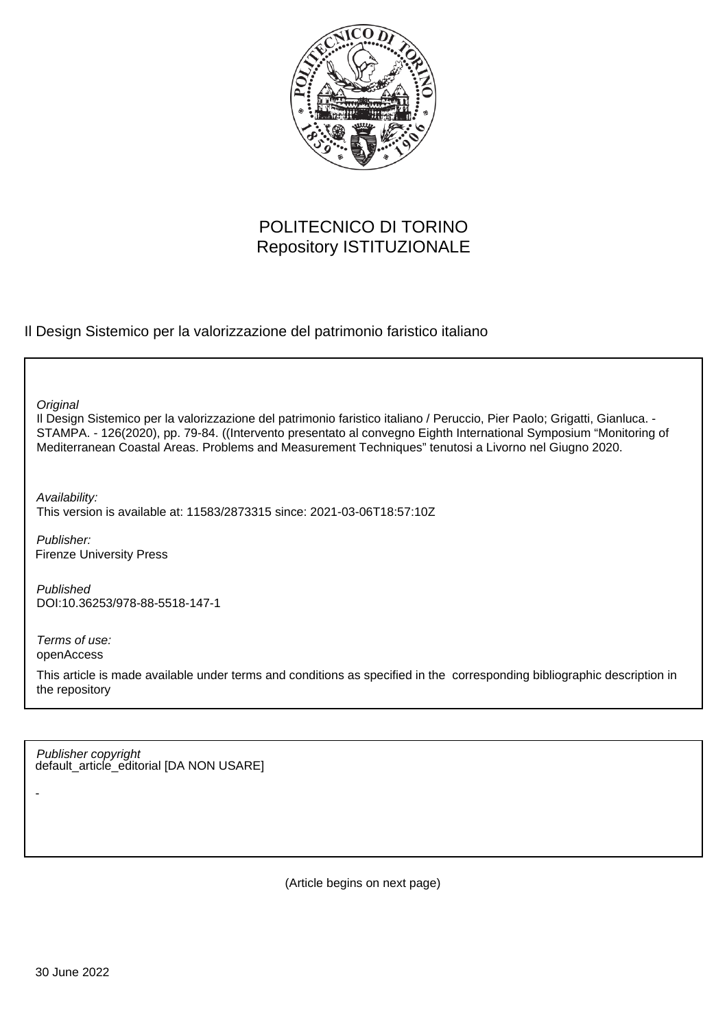POLITECNICO DI TORINO
Repository ISTITUZIONALE

Il Design Sistemico per la valorizzazione del patrimonio faristico italiano

*Original*
Il Design Sistemico per la valorizzazione del patrimonio faristico italiano / Peruccio, Pier Paolo; Grigatti, Gianluca. - STAMPA. - 126(2020), pp. 79-84. ((Intervento presentato al convegno Eighth International Symposium "Monitoring of Mediterranean Coastal Areas. Problems and Measurement Techniques" tenutosi a Livorno nel Giugno 2020.

*Availability:*
This version is available at: 11583/2873315 since: 2021-03-06T18:57:10Z

*Publisher:*
Firenze University Press

*Published*
DOI:10.36253/978-88-5518-147-1

*Terms of use:*
openAccess

This article is made available under terms and conditions as specified in the corresponding bibliographic description in the repository

*Publisher copyright*
default_article_editorial [DA NON USARE]

-

(Article begins on next page)

30 June 2022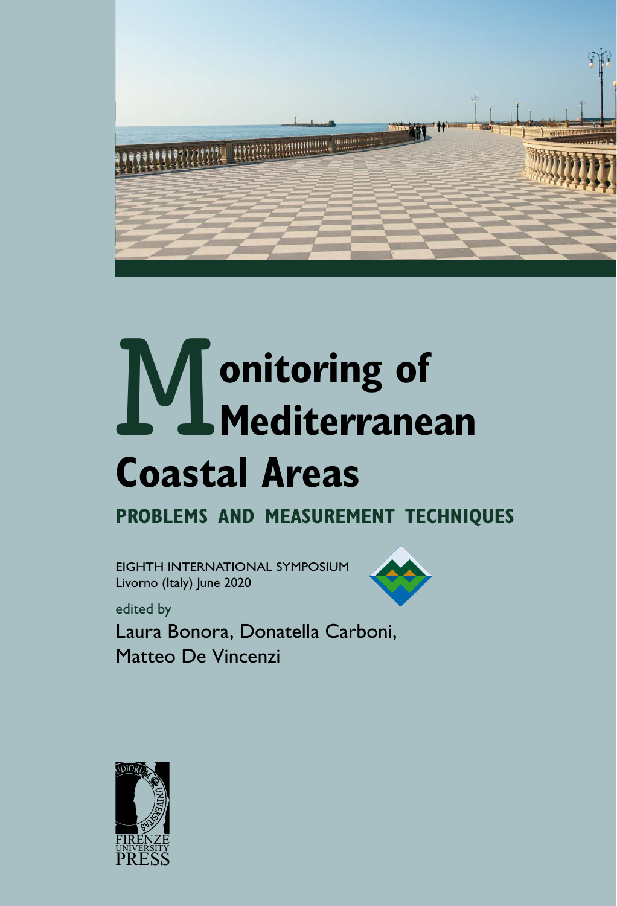# Monitoring of Mediterranean Coastal Areas

## PROBLEMS AND MEASUREMENT TECHNIQUES

EIGHTH INTERNATIONAL SYMPOSIUM
Livorno (Italy) June 2020

edited by
Laura Bonora, Donatella Carboni, Matteo De Vincenzi

FIRENZE UNIVERSITY PRESS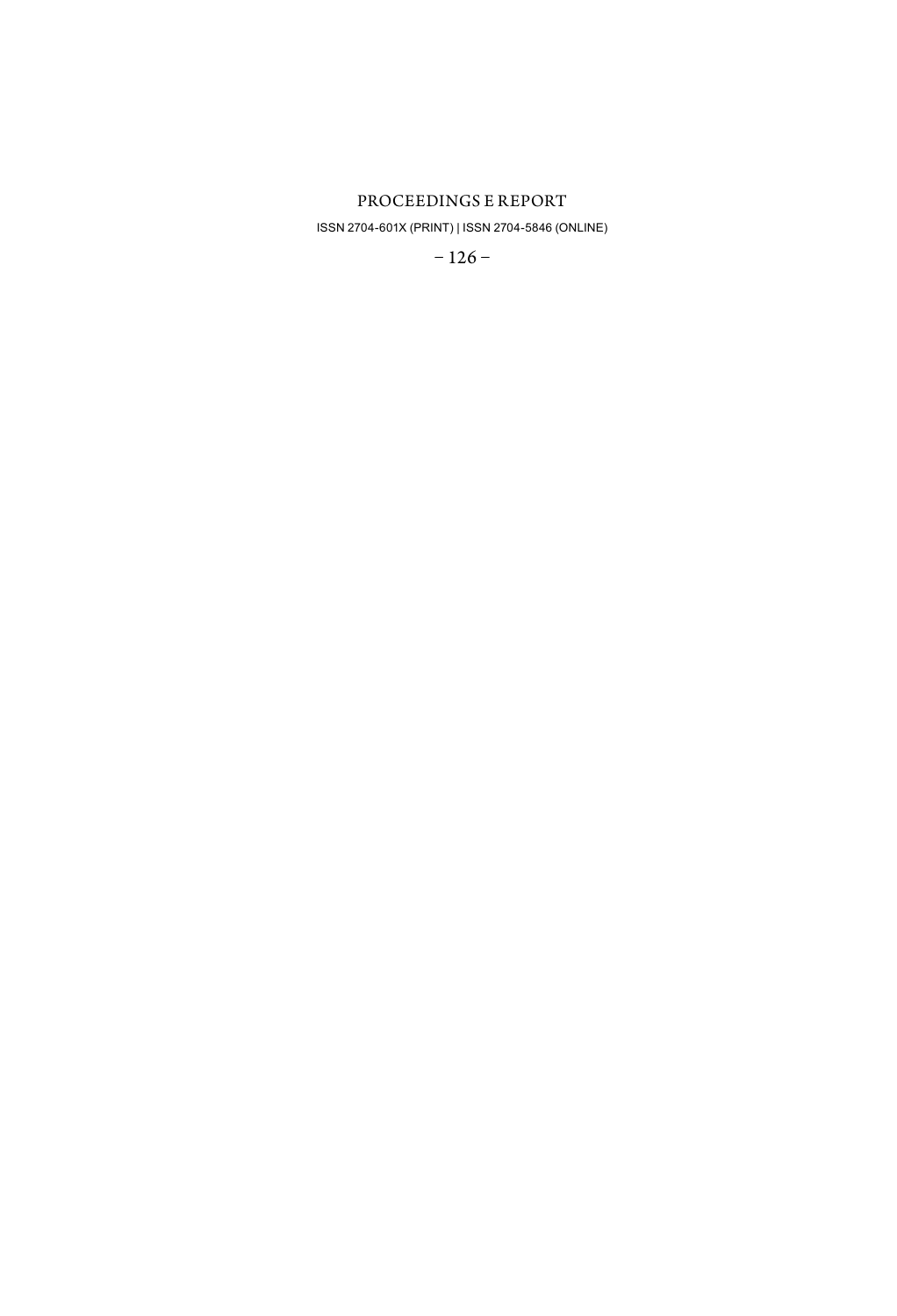PROCEEDINGS E REPORT

ISSN 2704-601X (PRINT) | ISSN 2704-5846 (ONLINE)

– 126 –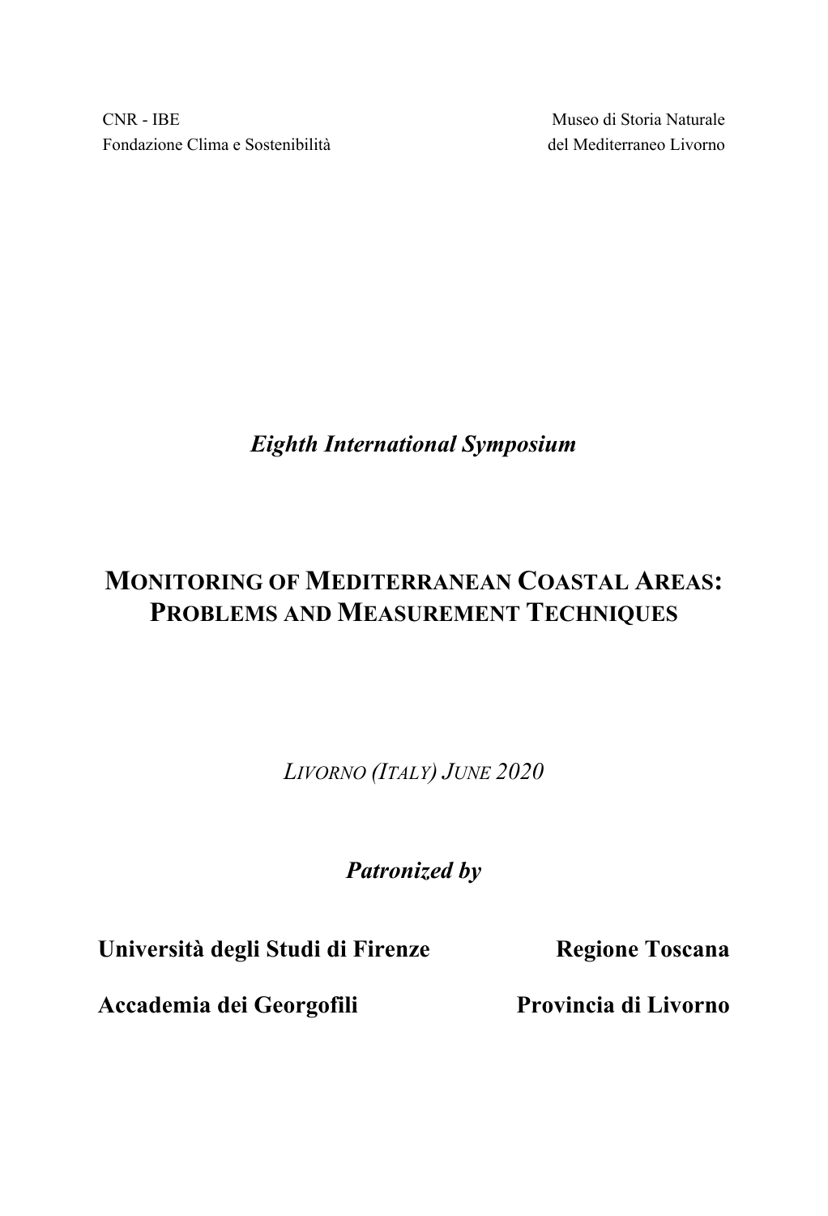CNR - IBE
Fondazione Clima e Sostenibilità

Museo di Storia Naturale
del Mediterraneo Livorno

*Eighth International Symposium*

# MONITORING OF MEDITERRANEAN COASTAL AREAS: PROBLEMS AND MEASUREMENT TECHNIQUES

*LIVORNO (ITALY) JUNE 2020*

***Patronized by***

**Università degli Studi di Firenze** **Regione Toscana**

**Accademia dei Georgofili** **Provincia di Livorno**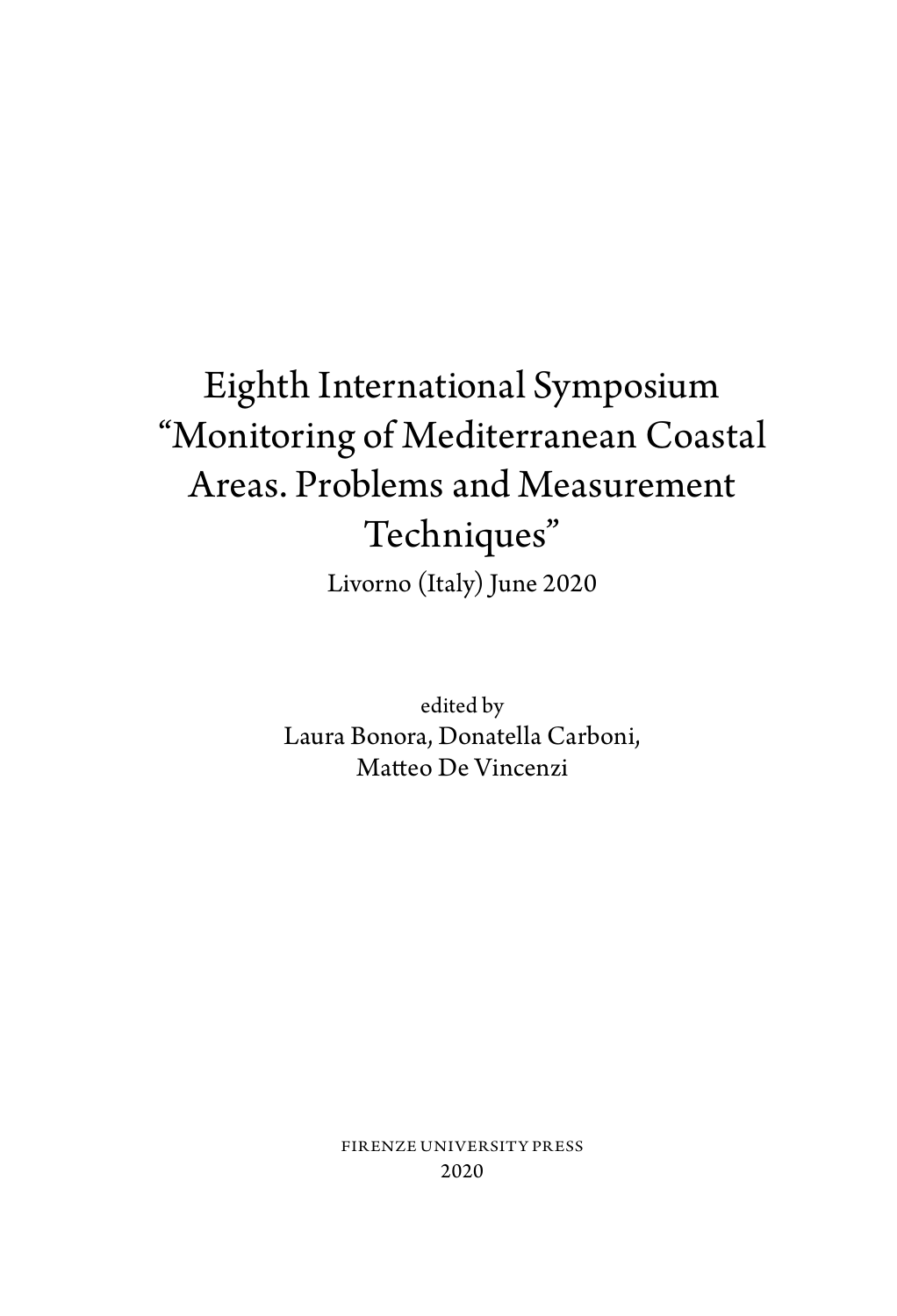# Eighth International Symposium "Monitoring of Mediterranean Coastal Areas. Problems and Measurement Techniques"

Livorno (Italy) June 2020

edited by

Laura Bonora, Donatella Carboni, Matteo De Vincenzi

FIRENZE UNIVERSITY PRESS

2020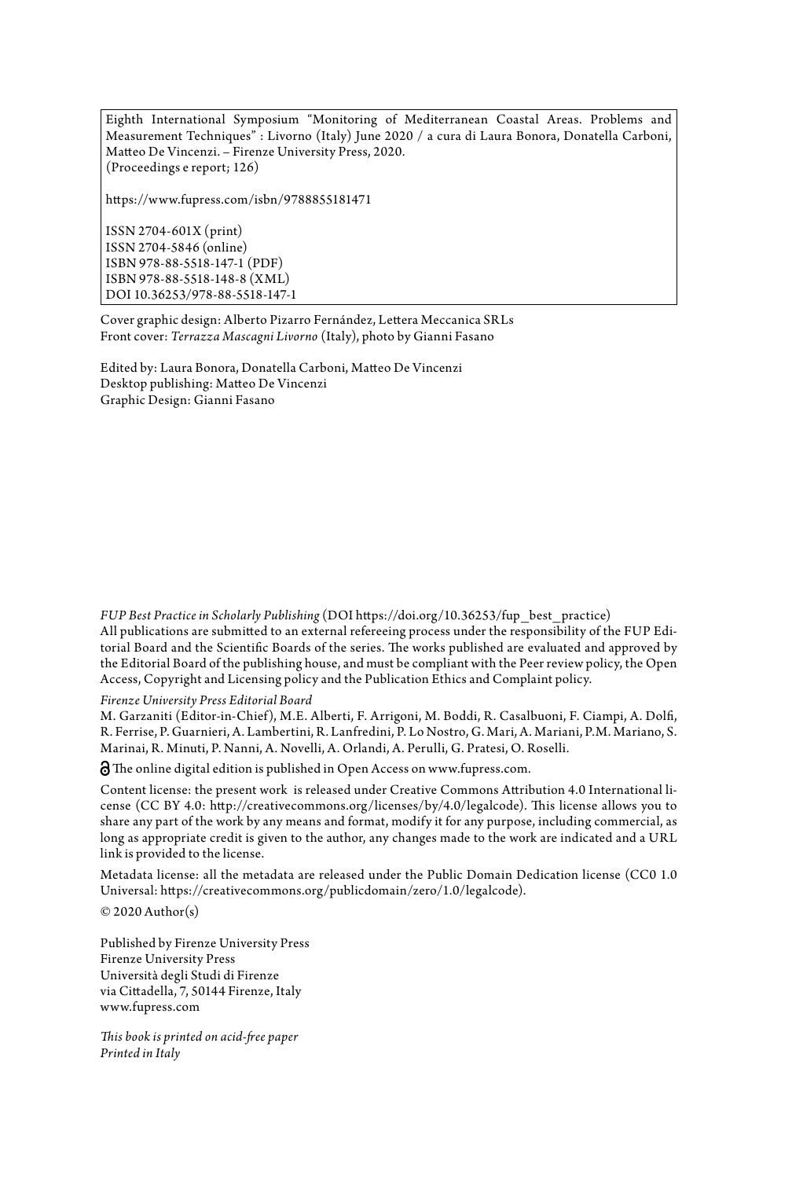Eighth International Symposium "Monitoring of Mediterranean Coastal Areas. Problems and Measurement Techniques" : Livorno (Italy) June 2020 / a cura di Laura Bonora, Donatella Carboni, Matteo De Vincenzi. – Firenze University Press, 2020.
(Proceedings e report; 126)

https://www.fupress.com/isbn/9788855181471

ISSN 2704-601X (print)
ISSN 2704-5846 (online)
ISBN 978-88-5518-147-1 (PDF)
ISBN 978-88-5518-148-8 (XML)
DOI 10.36253/978-88-5518-147-1

Cover graphic design: Alberto Pizarro Fernández, Lettera Meccanica SRLs
Front cover: *Terrazza Mascagni Livorno* (Italy), photo by Gianni Fasano

Edited by: Laura Bonora, Donatella Carboni, Matteo De Vincenzi
Desktop publishing: Matteo De Vincenzi
Graphic Design: Gianni Fasano

*FUP Best Practice in Scholarly Publishing* (DOI https://doi.org/10.36253/fup_best_practice)
All publications are submitted to an external refereeing process under the responsibility of the FUP Editorial Board and the Scientific Boards of the series. The works published are evaluated and approved by the Editorial Board of the publishing house, and must be compliant with the Peer review policy, the Open Access, Copyright and Licensing policy and the Publication Ethics and Complaint policy.

*Firenze University Press Editorial Board*
M. Garzaniti (Editor-in-Chief), M.E. Alberti, F. Arrigoni, M. Boddi, R. Casalbuoni, F. Ciampi, A. Dolfi, R. Ferrise, P. Guarnieri, A. Lambertini, R. Lanfredini, P. Lo Nostro, G. Mari, A. Mariani, P.M. Mariano, S. Marinai, R. Minuti, P. Nanni, A. Novelli, A. Orlandi, A. Perulli, G. Pratesi, O. Roselli.

The online digital edition is published in Open Access on www.fupress.com.

Content license: the present work is released under Creative Commons Attribution 4.0 International license (CC BY 4.0: http://creativecommons.org/licenses/by/4.0/legalcode). This license allows you to share any part of the work by any means and format, modify it for any purpose, including commercial, as long as appropriate credit is given to the author, any changes made to the work are indicated and a URL link is provided to the license.

Metadata license: all the metadata are released under the Public Domain Dedication license (CC0 1.0 Universal: https://creativecommons.org/publicdomain/zero/1.0/legalcode).

© 2020 Author(s)

Published by Firenze University Press
Firenze University Press
Università degli Studi di Firenze
via Cittadella, 7, 50144 Firenze, Italy
www.fupress.com

*This book is printed on acid-free paper*
*Printed in Italy*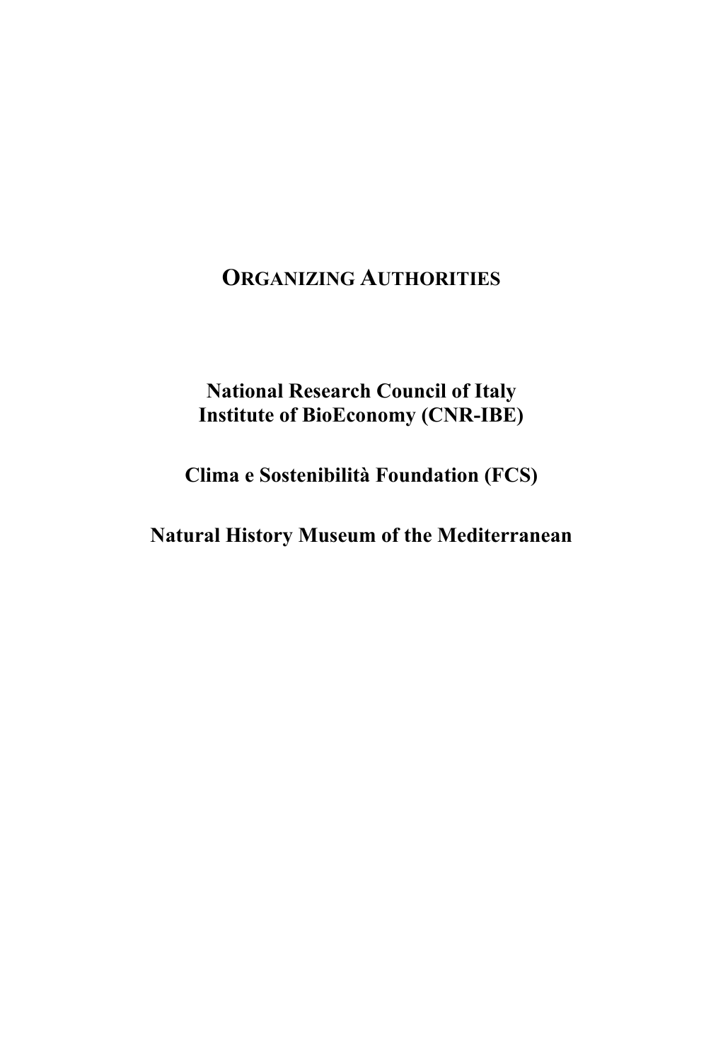# ORGANIZING AUTHORITIES

**National Research Council of Italy**
**Institute of BioEconomy (CNR-IBE)**

**Clima e Sostenibilità Foundation (FCS)**

**Natural History Museum of the Mediterranean**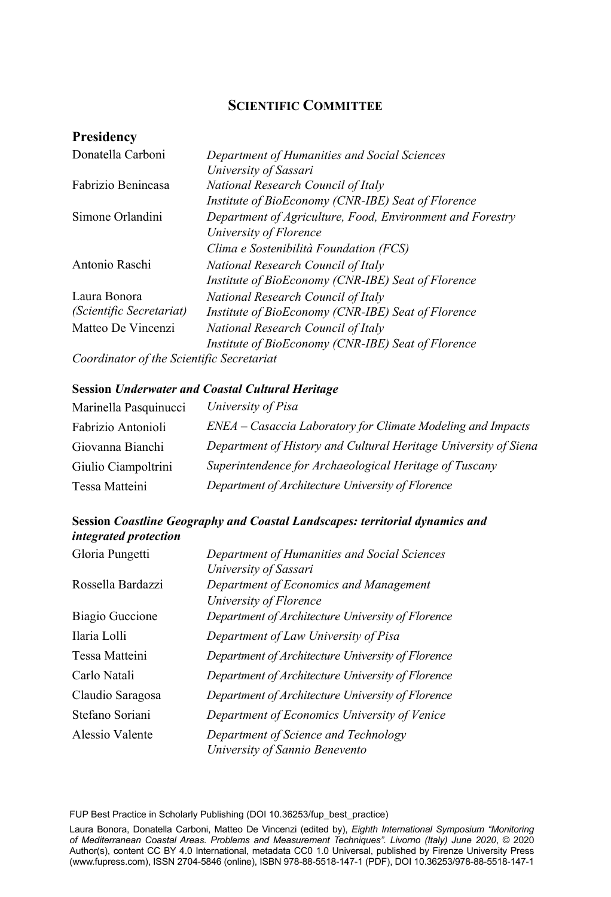## SCIENTIFIC COMMITTEE

### Presidency

| | |
|---|---|
| Donatella Carboni | *Department of Humanities and Social Sciences University of Sassari* |
| Fabrizio Benincasa | *National Research Council of Italy Institute of BioEconomy (CNR-IBE) Seat of Florence* |
| Simone Orlandini | *Department of Agriculture, Food, Environment and Forestry University of Florence Clima e Sostenibilità Foundation (FCS)* |
| Antonio Raschi | *National Research Council of Italy Institute of BioEconomy (CNR-IBE) Seat of Florence* |
| Laura Bonora *(Scientific Secretariat)* | *National Research Council of Italy Institute of BioEconomy (CNR-IBE) Seat of Florence* |
| Matteo De Vincenzi | *National Research Council of Italy Institute of BioEconomy (CNR-IBE) Seat of Florence* |

*Coordinator of the Scientific Secretariat*

**Session *Underwater and Coastal Cultural Heritage***

| | |
|---|---|
| Marinella Pasquinucci | *University of Pisa* |
| Fabrizio Antonioli | *ENEA – Casaccia Laboratory for Climate Modeling and Impacts* |
| Giovanna Bianchi | *Department of History and Cultural Heritage University of Siena* |
| Giulio Ciampoltrini | *Superintendence for Archaeological Heritage of Tuscany* |
| Tessa Matteini | *Department of Architecture University of Florence* |

**Session *Coastline Geography and Coastal Landscapes: territorial dynamics and integrated protection***

| | |
|---|---|
| Gloria Pungetti | *Department of Humanities and Social Sciences University of Sassari* |
| Rossella Bardazzi | *Department of Economics and Management University of Florence* |
| Biagio Guccione | *Department of Architecture University of Florence* |
| Ilaria Lolli | *Department of Law University of Pisa* |
| Tessa Matteini | *Department of Architecture University of Florence* |
| Carlo Natali | *Department of Architecture University of Florence* |
| Claudio Saragosa | *Department of Architecture University of Florence* |
| Stefano Soriani | *Department of Economics University of Venice* |
| Alessio Valente | *Department of Science and Technology University of Sannio Benevento* |

FUP Best Practice in Scholarly Publishing (DOI 10.36253/fup_best_practice)

Laura Bonora, Donatella Carboni, Matteo De Vincenzi (edited by), *Eighth International Symposium "Monitoring of Mediterranean Coastal Areas. Problems and Measurement Techniques". Livorno (Italy) June 2020*, © 2020 Author(s), content CC BY 4.0 International, metadata CC0 1.0 Universal, published by Firenze University Press (www.fupress.com), ISSN 2704-5846 (online), ISBN 978-88-5518-147-1 (PDF), DOI 10.36253/978-88-5518-147-1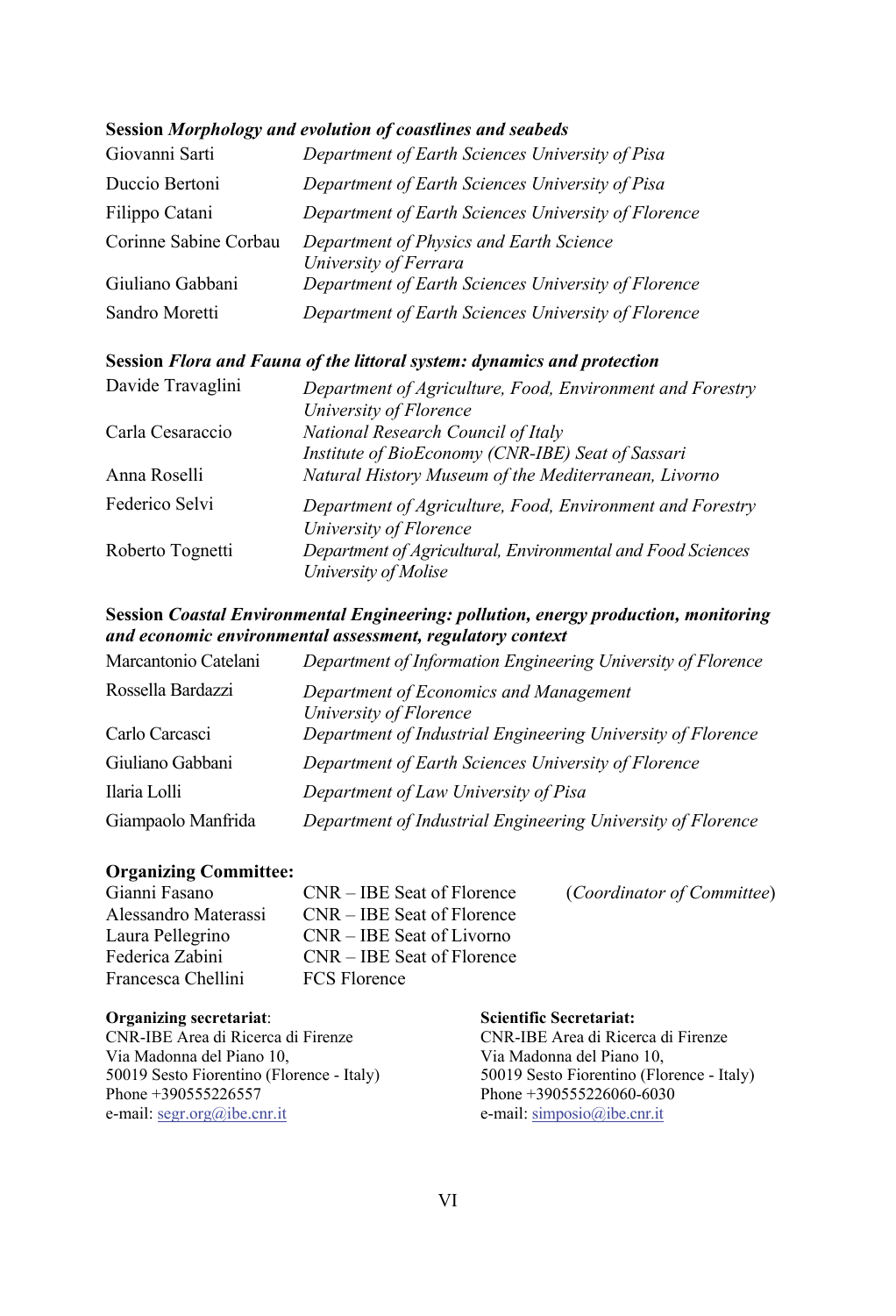**Session *Morphology and evolution of coastlines and seabeds***

| | |
|---|---|
| Giovanni Sarti | *Department of Earth Sciences University of Pisa* |
| Duccio Bertoni | *Department of Earth Sciences University of Pisa* |
| Filippo Catani | *Department of Earth Sciences University of Florence* |
| Corinne Sabine Corbau | *Department of Physics and Earth Science University of Ferrara* |
| Giuliano Gabbani | *Department of Earth Sciences University of Florence* |
| Sandro Moretti | *Department of Earth Sciences University of Florence* |

**Session *Flora and Fauna of the littoral system: dynamics and protection***

| | |
|---|---|
| Davide Travaglini | *Department of Agriculture, Food, Environment and Forestry University of Florence* |
| Carla Cesaraccio | *National Research Council of Italy Institute of BioEconomy (CNR-IBE) Seat of Sassari* |
| Anna Roselli | *Natural History Museum of the Mediterranean, Livorno* |
| Federico Selvi | *Department of Agriculture, Food, Environment and Forestry University of Florence* |
| Roberto Tognetti | *Department of Agricultural, Environmental and Food Sciences University of Molise* |

**Session *Coastal Environmental Engineering: pollution, energy production, monitoring and economic environmental assessment, regulatory context***

| | |
|---|---|
| Marcantonio Catelani | *Department of Information Engineering University of Florence* |
| Rossella Bardazzi | *Department of Economics and Management University of Florence* |
| Carlo Carcasci | *Department of Industrial Engineering University of Florence* |
| Giuliano Gabbani | *Department of Earth Sciences University of Florence* |
| Ilaria Lolli | *Department of Law University of Pisa* |
| Giampaolo Manfrida | *Department of Industrial Engineering University of Florence* |

**Organizing Committee:**

| | | |
|---|---|---|
| Gianni Fasano | CNR – IBE Seat of Florence | (*Coordinator of Committee*) |
| Alessandro Materassi | CNR – IBE Seat of Florence | |
| Laura Pellegrino | CNR – IBE Seat of Livorno | |
| Federica Zabini | CNR – IBE Seat of Florence | |
| Francesca Chellini | FCS Florence | |

**Organizing secretariat**:
CNR-IBE Area di Ricerca di Firenze
Via Madonna del Piano 10,
50019 Sesto Fiorentino (Florence - Italy)
Phone +390555226557
e-mail: segr.org@ibe.cnr.it

**Scientific Secretariat:**
CNR-IBE Area di Ricerca di Firenze
Via Madonna del Piano 10,
50019 Sesto Fiorentino (Florence - Italy)
Phone +390555226060-6030
e-mail: simposio@ibe.cnr.it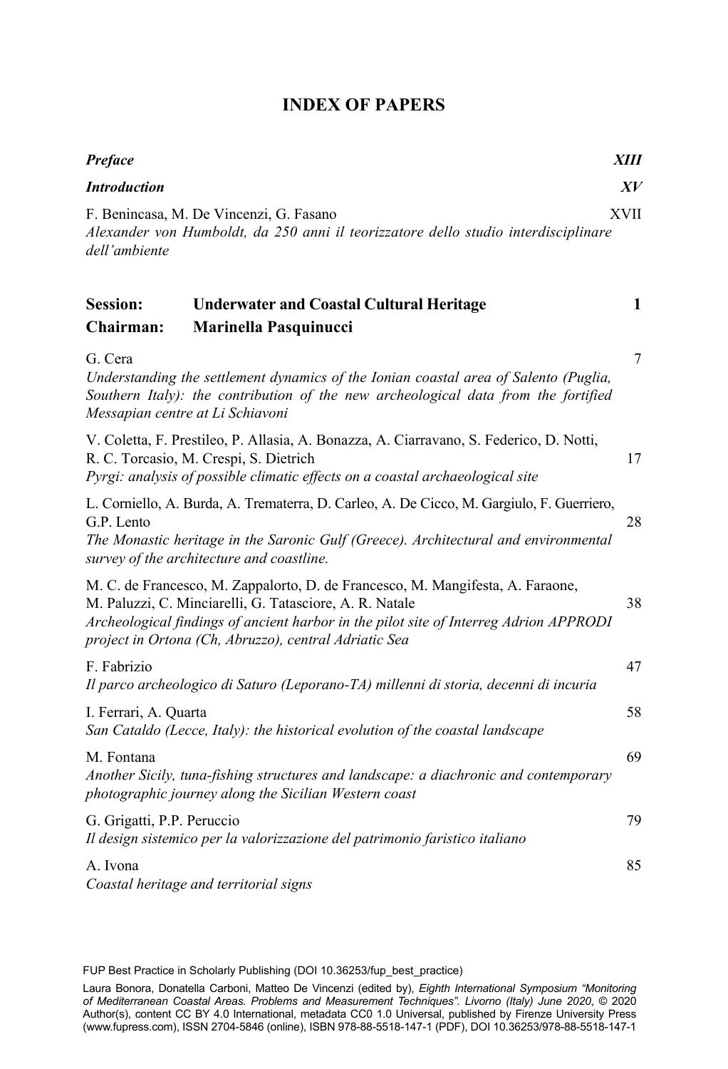# INDEX OF PAPERS

***Preface*** ***XIII***

***Introduction*** ***XV***

F. Benincasa, M. De Vincenzi, G. Fasano XVII
*Alexander von Humboldt, da 250 anni il teorizzatore dello studio interdisciplinare dell'ambiente*

**Session: Underwater and Coastal Cultural Heritage 1**
**Chairman: Marinella Pasquinucci**

G. Cera 7
*Understanding the settlement dynamics of the Ionian coastal area of Salento (Puglia, Southern Italy): the contribution of the new archeological data from the fortified Messapian centre at Li Schiavoni*

V. Coletta, F. Prestileo, P. Allasia, A. Bonazza, A. Ciarravano, S. Federico, D. Notti, R. C. Torcasio, M. Crespi, S. Dietrich 17
*Pyrgi: analysis of possible climatic effects on a coastal archaeological site*

L. Corniello, A. Burda, A. Trematerra, D. Carleo, A. De Cicco, M. Gargiulo, F. Guerriero, G.P. Lento 28
*The Monastic heritage in the Saronic Gulf (Greece). Architectural and environmental survey of the architecture and coastline.*

M. C. de Francesco, M. Zappalorto, D. de Francesco, M. Mangifesta, A. Faraone, M. Paluzzi, C. Minciarelli, G. Tatasciore, A. R. Natale 38
*Archeological findings of ancient harbor in the pilot site of Interreg Adrion APPRODI project in Ortona (Ch, Abruzzo), central Adriatic Sea*

F. Fabrizio 47
*Il parco archeologico di Saturo (Leporano-TA) millenni di storia, decenni di incuria*

I. Ferrari, A. Quarta 58
*San Cataldo (Lecce, Italy): the historical evolution of the coastal landscape*

M. Fontana 69
*Another Sicily, tuna-fishing structures and landscape: a diachronic and contemporary photographic journey along the Sicilian Western coast*

G. Grigatti, P.P. Peruccio 79
*Il design sistemico per la valorizzazione del patrimonio faristico italiano*

A. Ivona 85
*Coastal heritage and territorial signs*

FUP Best Practice in Scholarly Publishing (DOI 10.36253/fup_best_practice)

Laura Bonora, Donatella Carboni, Matteo De Vincenzi (edited by), *Eighth International Symposium "Monitoring of Mediterranean Coastal Areas. Problems and Measurement Techniques". Livorno (Italy) June 2020*, © 2020 Author(s), content CC BY 4.0 International, metadata CC0 1.0 Universal, published by Firenze University Press (www.fupress.com), ISSN 2704-5846 (online), ISBN 978-88-5518-147-1 (PDF), DOI 10.36253/978-88-5518-147-1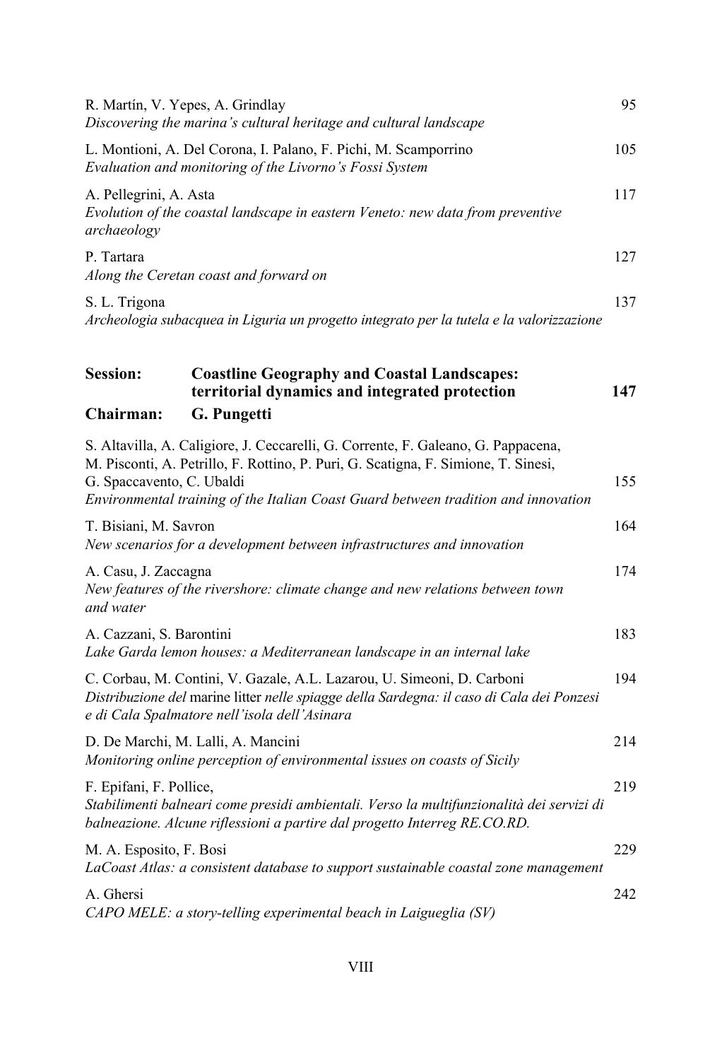R. Martín, V. Yepes, A. Grindlay 95
*Discovering the marina's cultural heritage and cultural landscape*

L. Montioni, A. Del Corona, I. Palano, F. Pichi, M. Scamporrino 105
*Evaluation and monitoring of the Livorno's Fossi System*

A. Pellegrini, A. Asta 117
*Evolution of the coastal landscape in eastern Veneto: new data from preventive archaeology*

P. Tartara 127
*Along the Ceretan coast and forward on*

S. L. Trigona 137
*Archeologia subacquea in Liguria un progetto integrato per la tutela e la valorizzazione*

**Session: Coastline Geography and Coastal Landscapes: territorial dynamics and integrated protection 147**

**Chairman: G. Pungetti**

S. Altavilla, A. Caligiore, J. Ceccarelli, G. Corrente, F. Galeano, G. Pappacena, M. Pisconti, A. Petrillo, F. Rottino, P. Puri, G. Scatigna, F. Simione, T. Sinesi, G. Spaccavento, C. Ubaldi 155
*Environmental training of the Italian Coast Guard between tradition and innovation*

T. Bisiani, M. Savron 164
*New scenarios for a development between infrastructures and innovation*

A. Casu, J. Zaccagna 174
*New features of the rivershore: climate change and new relations between town and water*

A. Cazzani, S. Barontini 183
*Lake Garda lemon houses: a Mediterranean landscape in an internal lake*

C. Corbau, M. Contini, V. Gazale, A.L. Lazarou, U. Simeoni, D. Carboni 194
*Distribuzione del* marine litter *nelle spiagge della Sardegna: il caso di Cala dei Ponzesi e di Cala Spalmatore nell'isola dell'Asinara*

D. De Marchi, M. Lalli, A. Mancini 214
*Monitoring online perception of environmental issues on coasts of Sicily*

F. Epifani, F. Pollice, 219
*Stabilimenti balneari come presidi ambientali. Verso la multifunzionalità dei servizi di balneazione. Alcune riflessioni a partire dal progetto Interreg RE.CO.RD.*

M. A. Esposito, F. Bosi 229
*LaCoast Atlas: a consistent database to support sustainable coastal zone management*

A. Ghersi 242
*CAPO MELE: a story-telling experimental beach in Laigueglia (SV)*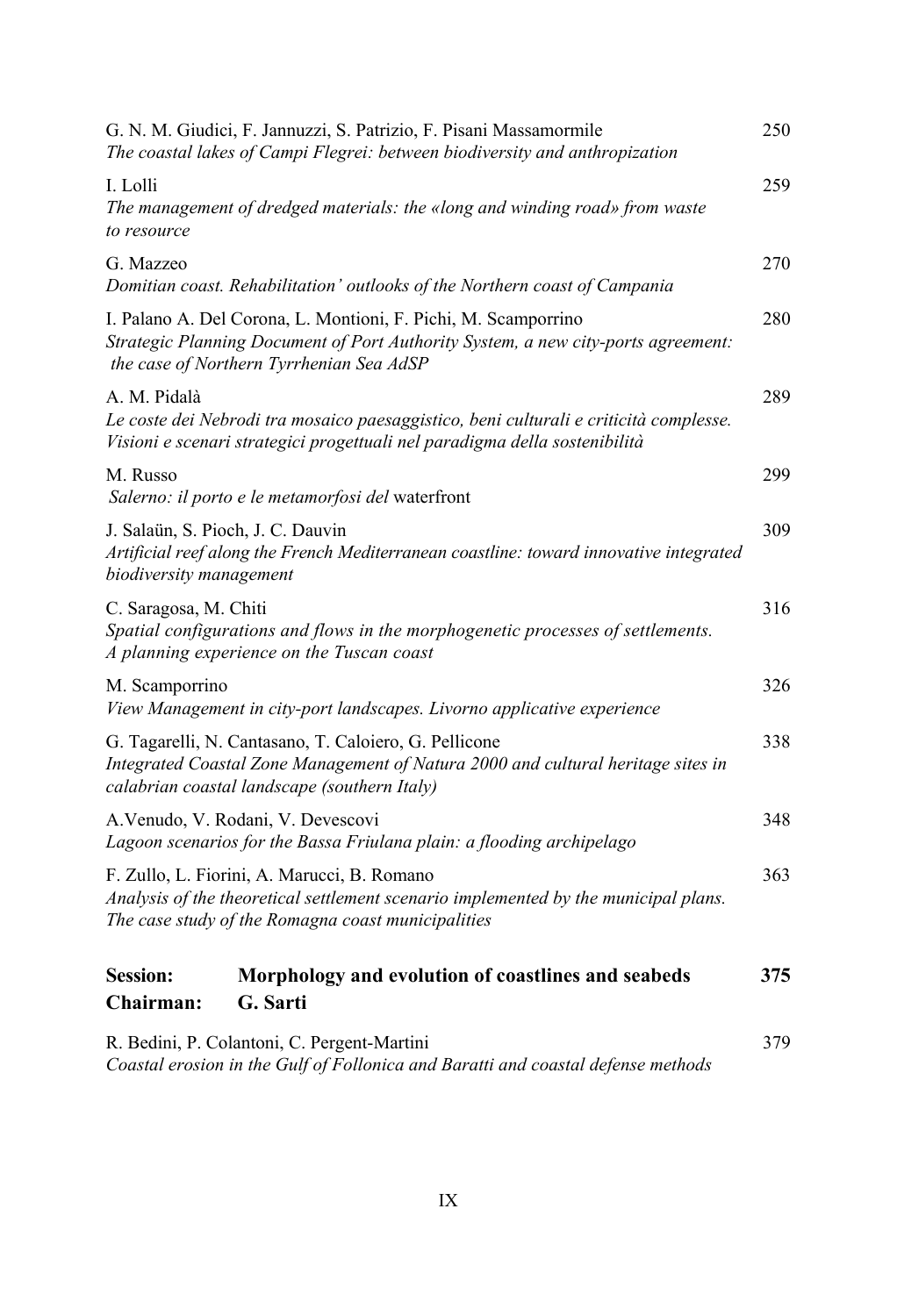G. N. M. Giudici, F. Jannuzzi, S. Patrizio, F. Pisani Massamormile 250
*The coastal lakes of Campi Flegrei: between biodiversity and anthropization*

I. Lolli 259
*The management of dredged materials: the «long and winding road» from waste to resource*

G. Mazzeo 270
*Domitian coast. Rehabilitation' outlooks of the Northern coast of Campania*

I. Palano A. Del Corona, L. Montioni, F. Pichi, M. Scamporrino 280
*Strategic Planning Document of Port Authority System, a new city-ports agreement: the case of Northern Tyrrhenian Sea AdSP*

A. M. Pidalà 289
*Le coste dei Nebrodi tra mosaico paesaggistico, beni culturali e criticità complesse. Visioni e scenari strategici progettuali nel paradigma della sostenibilità*

M. Russo 299
*Salerno: il porto e le metamorfosi del* waterfront

J. Salaün, S. Pioch, J. C. Dauvin 309
*Artificial reef along the French Mediterranean coastline: toward innovative integrated biodiversity management*

C. Saragosa, M. Chiti 316
*Spatial configurations and flows in the morphogenetic processes of settlements. A planning experience on the Tuscan coast*

M. Scamporrino 326
*View Management in city-port landscapes. Livorno applicative experience*

G. Tagarelli, N. Cantasano, T. Caloiero, G. Pellicone 338
*Integrated Coastal Zone Management of Natura 2000 and cultural heritage sites in calabrian coastal landscape (southern Italy)*

A.Venudo, V. Rodani, V. Devescovi 348
*Lagoon scenarios for the Bassa Friulana plain: a flooding archipelago*

F. Zullo, L. Fiorini, A. Marucci, B. Romano 363
*Analysis of the theoretical settlement scenario implemented by the municipal plans. The case study of the Romagna coast municipalities*

**Session: Morphology and evolution of coastlines and seabeds 375**
**Chairman: G. Sarti**

R. Bedini, P. Colantoni, C. Pergent-Martini 379
*Coastal erosion in the Gulf of Follonica and Baratti and coastal defense methods*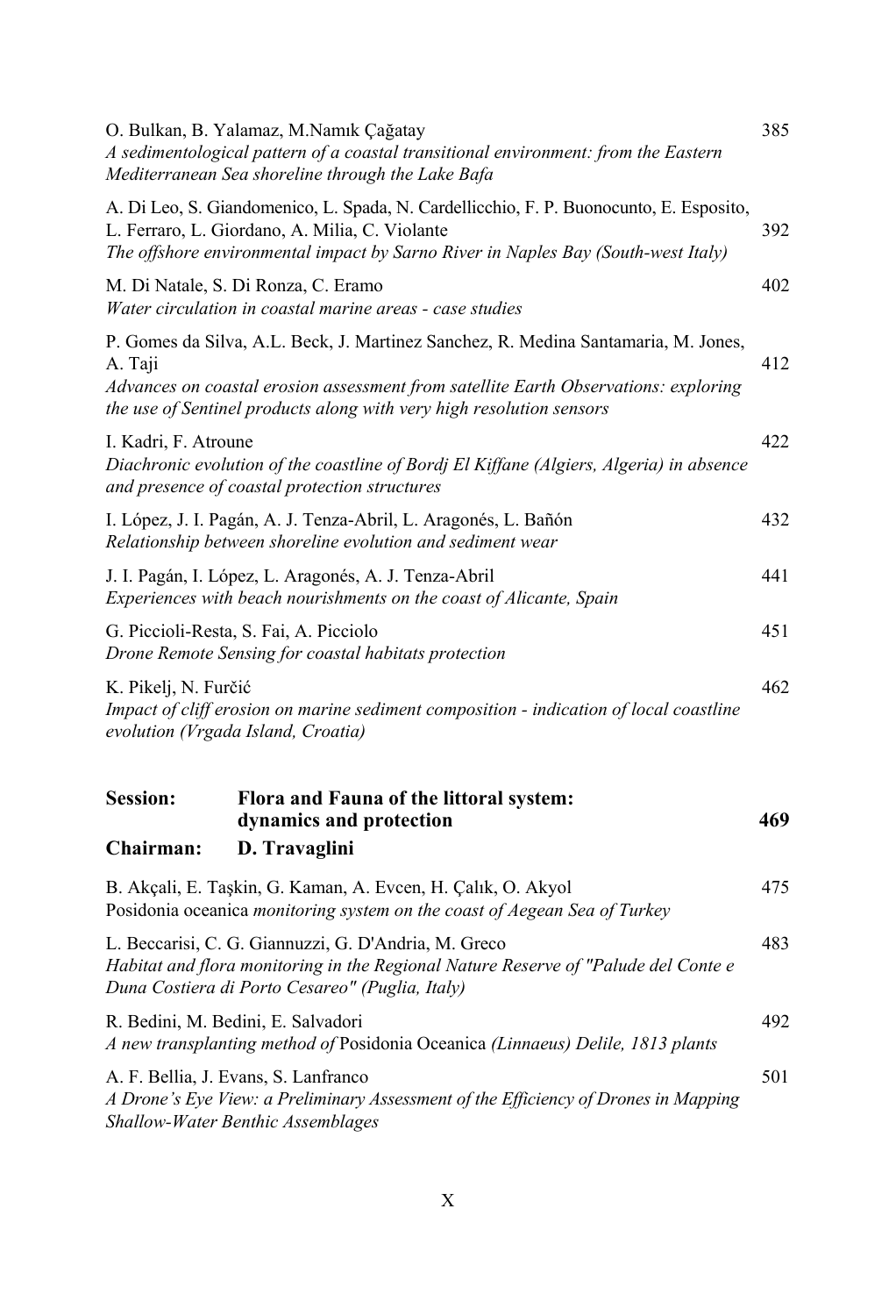O. Bulkan, B. Yalamaz, M.Namık Çağatay — 385
*A sedimentological pattern of a coastal transitional environment: from the Eastern Mediterranean Sea shoreline through the Lake Bafa*

A. Di Leo, S. Giandomenico, L. Spada, N. Cardellicchio, F. P. Buonocunto, E. Esposito, L. Ferraro, L. Giordano, A. Milia, C. Violante — 392
*The offshore environmental impact by Sarno River in Naples Bay (South-west Italy)*

M. Di Natale, S. Di Ronza, C. Eramo — 402
*Water circulation in coastal marine areas - case studies*

P. Gomes da Silva, A.L. Beck, J. Martinez Sanchez, R. Medina Santamaria, M. Jones, A. Taji — 412
*Advances on coastal erosion assessment from satellite Earth Observations: exploring the use of Sentinel products along with very high resolution sensors*

I. Kadri, F. Atroune — 422
*Diachronic evolution of the coastline of Bordj El Kiffane (Algiers, Algeria) in absence and presence of coastal protection structures*

I. López, J. I. Pagán, A. J. Tenza-Abril, L. Aragonés, L. Bañón — 432
*Relationship between shoreline evolution and sediment wear*

J. I. Pagán, I. López, L. Aragonés, A. J. Tenza-Abril — 441
*Experiences with beach nourishments on the coast of Alicante, Spain*

G. Piccioli-Resta, S. Fai, A. Picciolo — 451
*Drone Remote Sensing for coastal habitats protection*

K. Pikelj, N. Furčić — 462
*Impact of cliff erosion on marine sediment composition - indication of local coastline evolution (Vrgada Island, Croatia)*

**Session: Flora and Fauna of the littoral system: dynamics and protection — 469**

**Chairman: D. Travaglini**

B. Akçali, E. Taşkin, G. Kaman, A. Evcen, H. Çalık, O. Akyol — 475
Posidonia oceanica *monitoring system on the coast of Aegean Sea of Turkey*

L. Beccarisi, C. G. Giannuzzi, G. D'Andria, M. Greco — 483
*Habitat and flora monitoring in the Regional Nature Reserve of "Palude del Conte e Duna Costiera di Porto Cesareo" (Puglia, Italy)*

R. Bedini, M. Bedini, E. Salvadori — 492
*A new transplanting method of* Posidonia Oceanica *(Linnaeus) Delile, 1813 plants*

A. F. Bellia, J. Evans, S. Lanfranco — 501
*A Drone's Eye View: a Preliminary Assessment of the Efficiency of Drones in Mapping Shallow-Water Benthic Assemblages*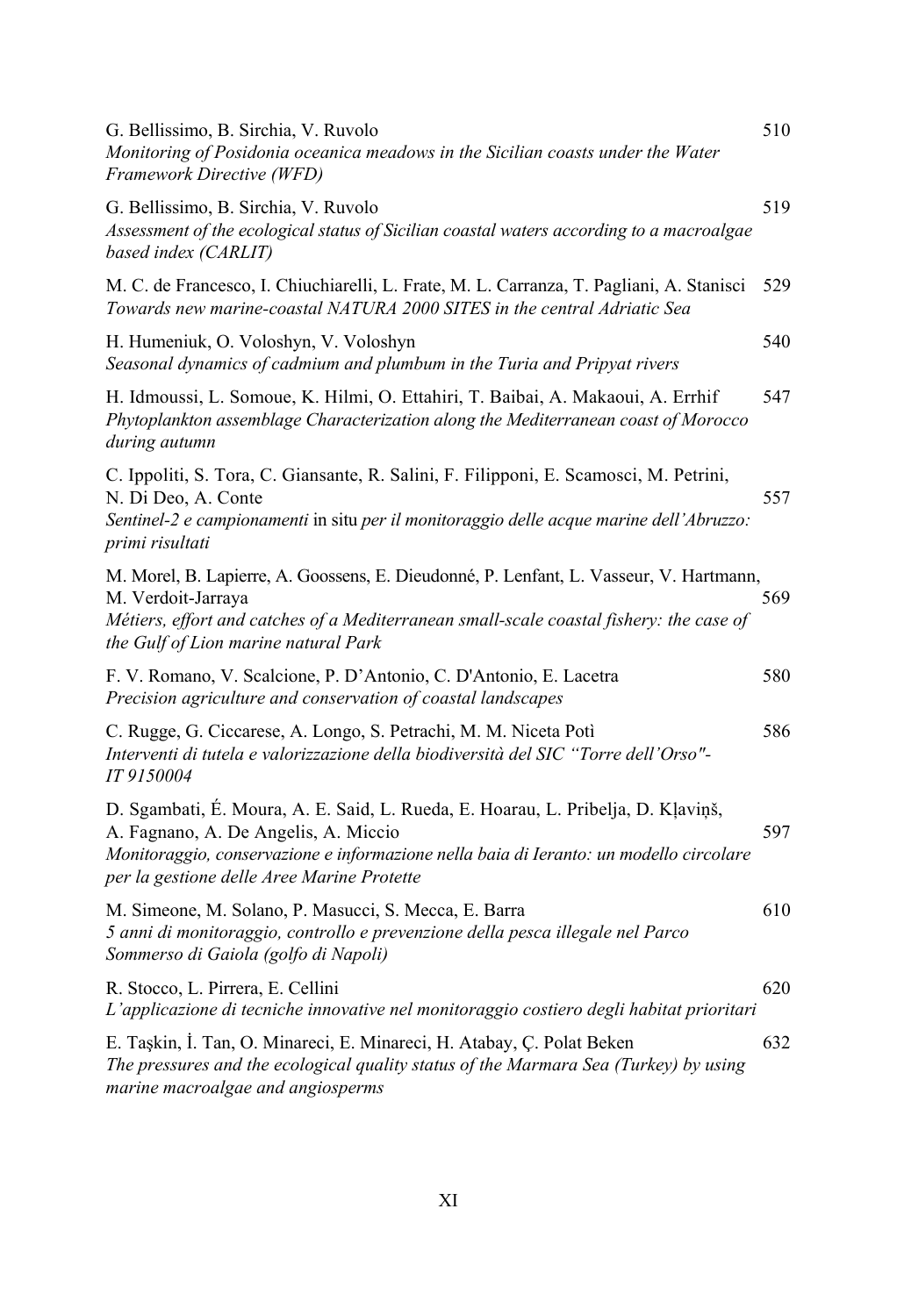G. Bellissimo, B. Sirchia, V. Ruvolo 510
*Monitoring of Posidonia oceanica meadows in the Sicilian coasts under the Water Framework Directive (WFD)*

G. Bellissimo, B. Sirchia, V. Ruvolo 519
*Assessment of the ecological status of Sicilian coastal waters according to a macroalgae based index (CARLIT)*

M. C. de Francesco, I. Chiuchiarelli, L. Frate, M. L. Carranza, T. Pagliani, A. Stanisci 529
*Towards new marine-coastal NATURA 2000 SITES in the central Adriatic Sea*

H. Humeniuk, O. Voloshyn, V. Voloshyn 540
*Seasonal dynamics of cadmium and plumbum in the Turia and Pripyat rivers*

H. Idmoussi, L. Somoue, K. Hilmi, O. Ettahiri, T. Baibai, A. Makaoui, A. Errhif 547
*Phytoplankton assemblage Characterization along the Mediterranean coast of Morocco during autumn*

C. Ippoliti, S. Tora, C. Giansante, R. Salini, F. Filipponi, E. Scamosci, M. Petrini, N. Di Deo, A. Conte 557
*Sentinel-2 e campionamenti* in situ *per il monitoraggio delle acque marine dell'Abruzzo: primi risultati*

M. Morel, B. Lapierre, A. Goossens, E. Dieudonné, P. Lenfant, L. Vasseur, V. Hartmann, M. Verdoit-Jarraya 569
*Métiers, effort and catches of a Mediterranean small-scale coastal fishery: the case of the Gulf of Lion marine natural Park*

F. V. Romano, V. Scalcione, P. D'Antonio, C. D'Antonio, E. Lacetra 580
*Precision agriculture and conservation of coastal landscapes*

C. Rugge, G. Ciccarese, A. Longo, S. Petrachi, M. M. Niceta Potì 586
*Interventi di tutela e valorizzazione della biodiversità del SIC "Torre dell'Orso"- IT 9150004*

D. Sgambati, É. Moura, A. E. Said, L. Rueda, E. Hoarau, L. Pribelja, D. Kļaviņš, A. Fagnano, A. De Angelis, A. Miccio 597
*Monitoraggio, conservazione e informazione nella baia di Ieranto: un modello circolare per la gestione delle Aree Marine Protette*

M. Simeone, M. Solano, P. Masucci, S. Mecca, E. Barra 610
*5 anni di monitoraggio, controllo e prevenzione della pesca illegale nel Parco Sommerso di Gaiola (golfo di Napoli)*

R. Stocco, L. Pirrera, E. Cellini 620
*L'applicazione di tecniche innovative nel monitoraggio costiero degli habitat prioritari*

E. Taşkin, İ. Tan, O. Minareci, E. Minareci, H. Atabay, Ç. Polat Beken 632
*The pressures and the ecological quality status of the Marmara Sea (Turkey) by using marine macroalgae and angiosperms*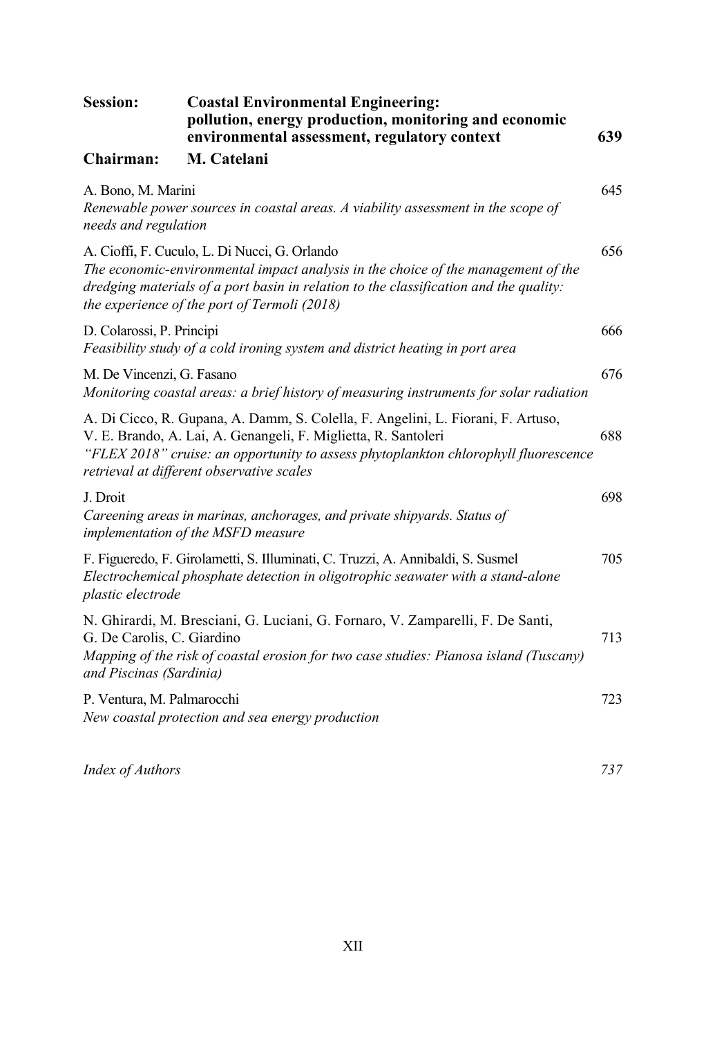**Session:** **Coastal Environmental Engineering: pollution, energy production, monitoring and economic environmental assessment, regulatory context** **639**

**Chairman:** **M. Catelani**

A. Bono, M. Marini — 645
*Renewable power sources in coastal areas. A viability assessment in the scope of needs and regulation*

A. Cioffi, F. Cuculo, L. Di Nucci, G. Orlando — 656
*The economic-environmental impact analysis in the choice of the management of the dredging materials of a port basin in relation to the classification and the quality: the experience of the port of Termoli (2018)*

D. Colarossi, P. Principi — 666
*Feasibility study of a cold ironing system and district heating in port area*

M. De Vincenzi, G. Fasano — 676
*Monitoring coastal areas: a brief history of measuring instruments for solar radiation*

A. Di Cicco, R. Gupana, A. Damm, S. Colella, F. Angelini, L. Fiorani, F. Artuso, V. E. Brando, A. Lai, A. Genangeli, F. Miglietta, R. Santoleri — 688
*"FLEX 2018" cruise: an opportunity to assess phytoplankton chlorophyll fluorescence retrieval at different observative scales*

J. Droit — 698
*Careening areas in marinas, anchorages, and private shipyards. Status of implementation of the MSFD measure*

F. Figueredo, F. Girolametti, S. Illuminati, C. Truzzi, A. Annibaldi, S. Susmel — 705
*Electrochemical phosphate detection in oligotrophic seawater with a stand-alone plastic electrode*

N. Ghirardi, M. Bresciani, G. Luciani, G. Fornaro, V. Zamparelli, F. De Santi, G. De Carolis, C. Giardino — 713
*Mapping of the risk of coastal erosion for two case studies: Pianosa island (Tuscany) and Piscinas (Sardinia)*

P. Ventura, M. Palmarocchi — 723
*New coastal protection and sea energy production*

*Index of Authors* — *737*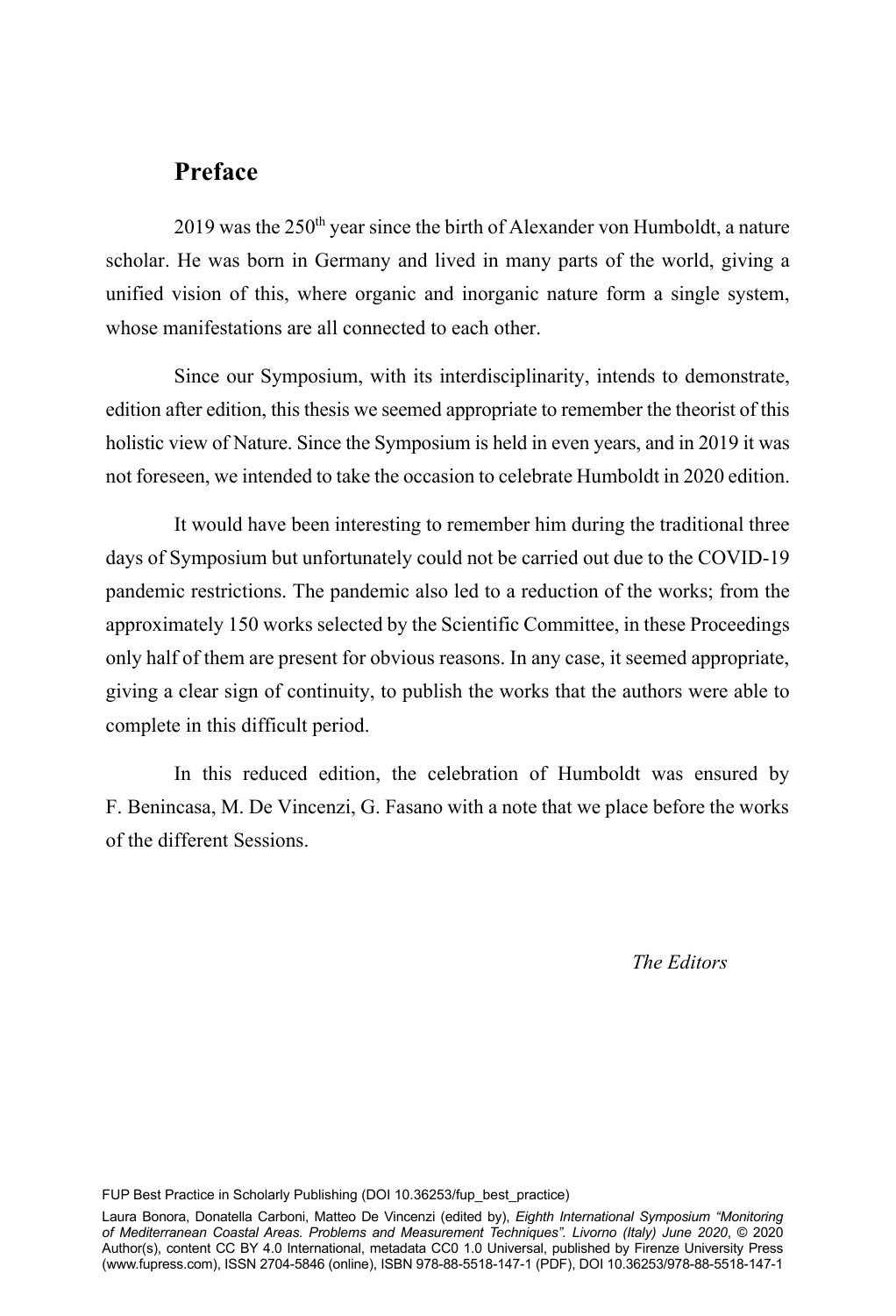## Preface

2019 was the 250th year since the birth of Alexander von Humboldt, a nature scholar. He was born in Germany and lived in many parts of the world, giving a unified vision of this, where organic and inorganic nature form a single system, whose manifestations are all connected to each other.

Since our Symposium, with its interdisciplinarity, intends to demonstrate, edition after edition, this thesis we seemed appropriate to remember the theorist of this holistic view of Nature. Since the Symposium is held in even years, and in 2019 it was not foreseen, we intended to take the occasion to celebrate Humboldt in 2020 edition.

It would have been interesting to remember him during the traditional three days of Symposium but unfortunately could not be carried out due to the COVID-19 pandemic restrictions. The pandemic also led to a reduction of the works; from the approximately 150 works selected by the Scientific Committee, in these Proceedings only half of them are present for obvious reasons. In any case, it seemed appropriate, giving a clear sign of continuity, to publish the works that the authors were able to complete in this difficult period.

In this reduced edition, the celebration of Humboldt was ensured by F. Benincasa, M. De Vincenzi, G. Fasano with a note that we place before the works of the different Sessions.

*The Editors*

FUP Best Practice in Scholarly Publishing (DOI 10.36253/fup_best_practice)

Laura Bonora, Donatella Carboni, Matteo De Vincenzi (edited by), *Eighth International Symposium "Monitoring of Mediterranean Coastal Areas. Problems and Measurement Techniques". Livorno (Italy) June 2020*, © 2020 Author(s), content CC BY 4.0 International, metadata CC0 1.0 Universal, published by Firenze University Press (www.fupress.com), ISSN 2704-5846 (online), ISBN 978-88-5518-147-1 (PDF), DOI 10.36253/978-88-5518-147-1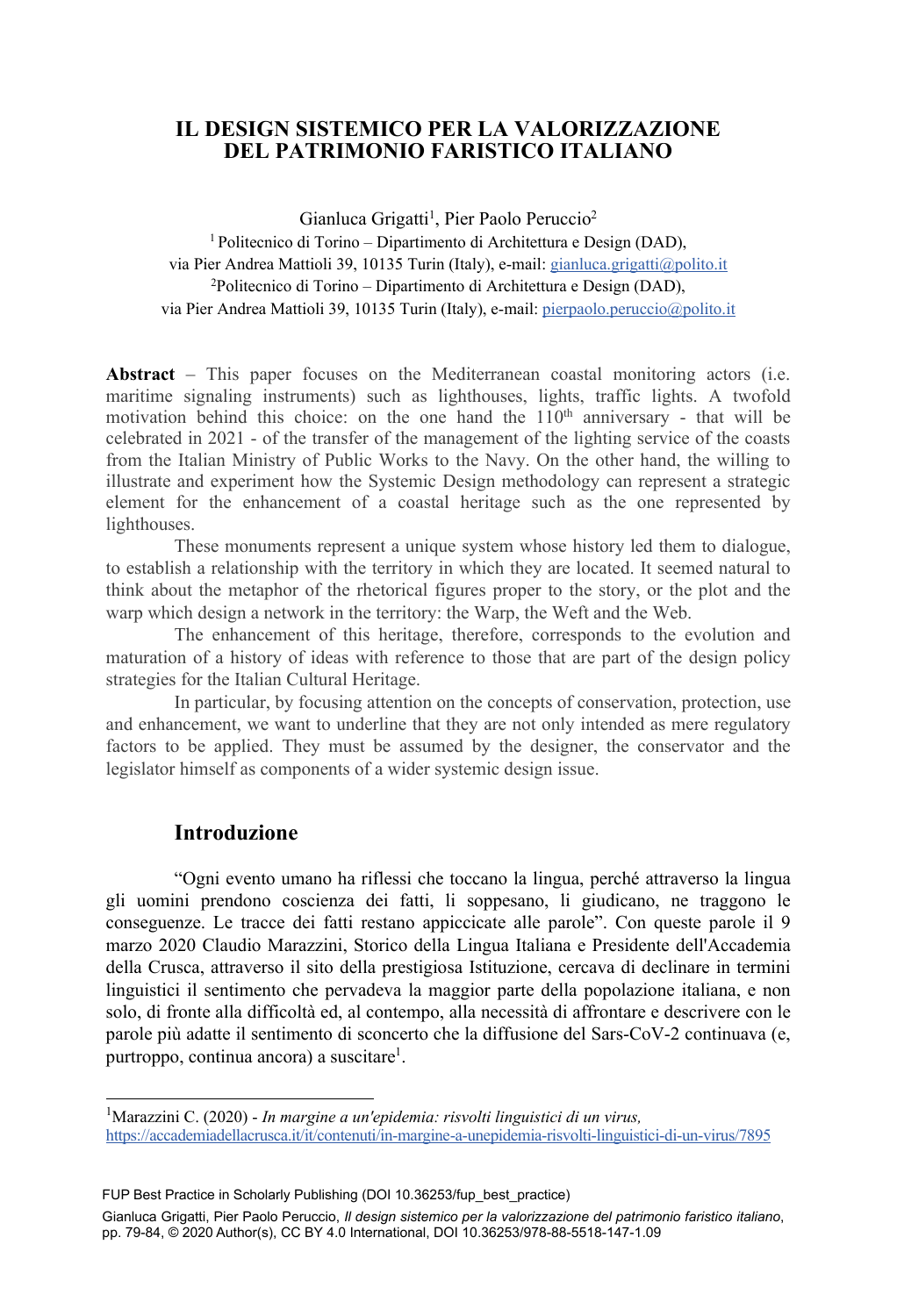# IL DESIGN SISTEMICO PER LA VALORIZZAZIONE DEL PATRIMONIO FARISTICO ITALIANO

Gianluca Grigatti[1], Pier Paolo Peruccio[2]

[1] Politecnico di Torino – Dipartimento di Architettura e Design (DAD), via Pier Andrea Mattioli 39, 10135 Turin (Italy), e-mail: gianluca.grigatti@polito.it

[2] Politecnico di Torino – Dipartimento di Architettura e Design (DAD), via Pier Andrea Mattioli 39, 10135 Turin (Italy), e-mail: pierpaolo.peruccio@polito.it

**Abstract** – This paper focuses on the Mediterranean coastal monitoring actors (i.e. maritime signaling instruments) such as lighthouses, lights, traffic lights. A twofold motivation behind this choice: on the one hand the 110th anniversary - that will be celebrated in 2021 - of the transfer of the management of the lighting service of the coasts from the Italian Ministry of Public Works to the Navy. On the other hand, the willing to illustrate and experiment how the Systemic Design methodology can represent a strategic element for the enhancement of a coastal heritage such as the one represented by lighthouses.

These monuments represent a unique system whose history led them to dialogue, to establish a relationship with the territory in which they are located. It seemed natural to think about the metaphor of the rhetorical figures proper to the story, or the plot and the warp which design a network in the territory: the Warp, the Weft and the Web.

The enhancement of this heritage, therefore, corresponds to the evolution and maturation of a history of ideas with reference to those that are part of the design policy strategies for the Italian Cultural Heritage.

In particular, by focusing attention on the concepts of conservation, protection, use and enhancement, we want to underline that they are not only intended as mere regulatory factors to be applied. They must be assumed by the designer, the conservator and the legislator himself as components of a wider systemic design issue.

## Introduzione

"Ogni evento umano ha riflessi che toccano la lingua, perché attraverso la lingua gli uomini prendono coscienza dei fatti, li soppesano, li giudicano, ne traggono le conseguenze. Le tracce dei fatti restano appiccicate alle parole". Con queste parole il 9 marzo 2020 Claudio Marazzini, Storico della Lingua Italiana e Presidente dell'Accademia della Crusca, attraverso il sito della prestigiosa Istituzione, cercava di declinare in termini linguistici il sentimento che pervadeva la maggior parte della popolazione italiana, e non solo, di fronte alla difficoltà ed, al contempo, alla necessità di affrontare e descrivere con le parole più adatte il sentimento di sconcerto che la diffusione del Sars-CoV-2 continuava (e, purtroppo, continua ancora) a suscitare[1].

---

[1] Marazzini C. (2020) - *In margine a un'epidemia: risvolti linguistici di un virus,* https://accademiadellacrusca.it/it/contenuti/in-margine-a-unepidemia-risvolti-linguistici-di-un-virus/7895

FUP Best Practice in Scholarly Publishing (DOI 10.36253/fup_best_practice)

Gianluca Grigatti, Pier Paolo Peruccio, *Il design sistemico per la valorizzazione del patrimonio faristico italiano*, pp. 79-84, © 2020 Author(s), CC BY 4.0 International, DOI 10.36253/978-88-5518-147-1.09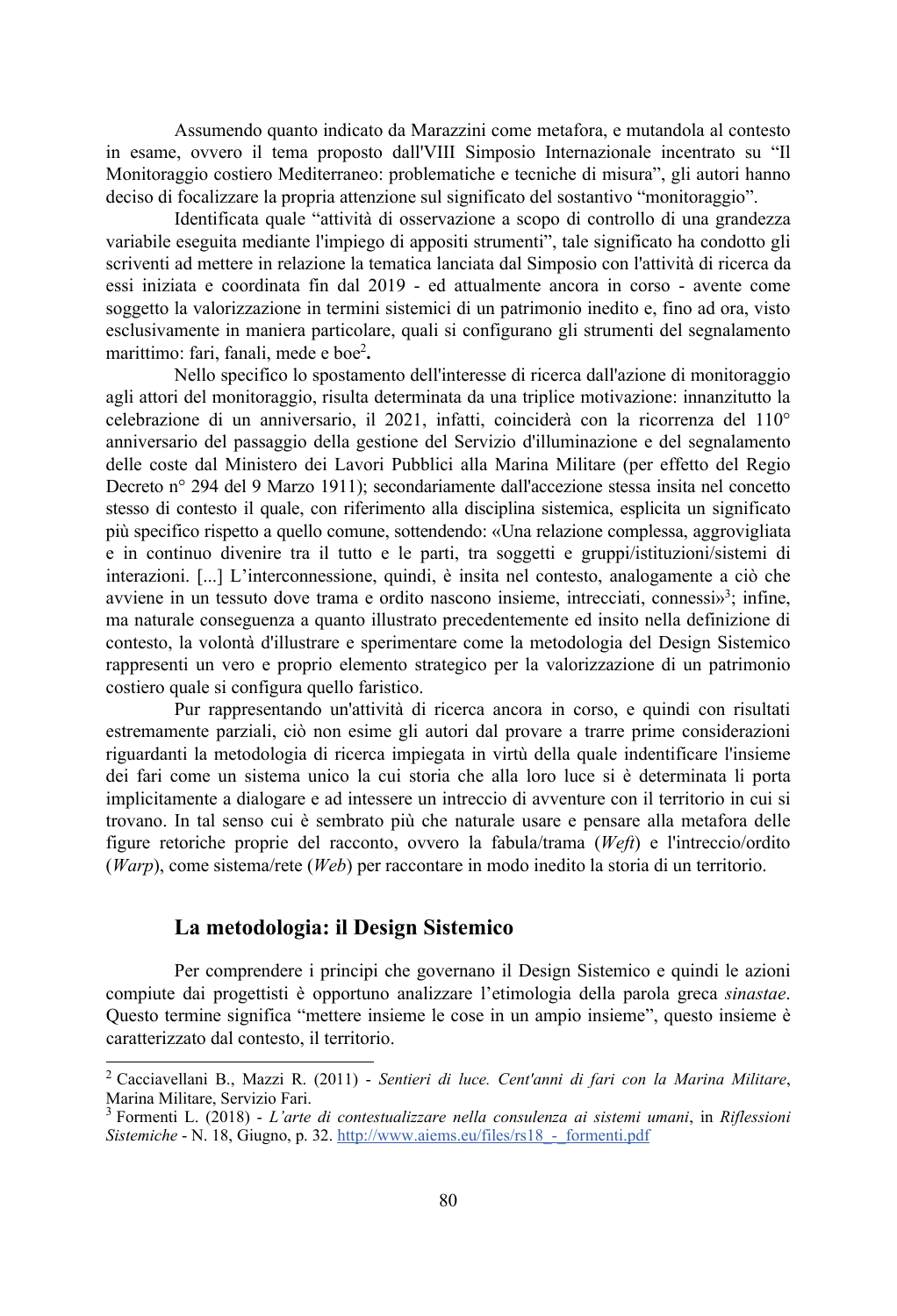Assumendo quanto indicato da Marazzini come metafora, e mutandola al contesto in esame, ovvero il tema proposto dall'VIII Simposio Internazionale incentrato su "Il Monitoraggio costiero Mediterraneo: problematiche e tecniche di misura", gli autori hanno deciso di focalizzare la propria attenzione sul significato del sostantivo "monitoraggio".

Identificata quale "attività di osservazione a scopo di controllo di una grandezza variabile eseguita mediante l'impiego di appositi strumenti", tale significato ha condotto gli scriventi ad mettere in relazione la tematica lanciata dal Simposio con l'attività di ricerca da essi iniziata e coordinata fin dal 2019 - ed attualmente ancora in corso - avente come soggetto la valorizzazione in termini sistemici di un patrimonio inedito e, fino ad ora, visto esclusivamente in maniera particolare, quali si configurano gli strumenti del segnalamento marittimo: fari, fanali, mede e boe[2]**.**

Nello specifico lo spostamento dell'interesse di ricerca dall'azione di monitoraggio agli attori del monitoraggio, risulta determinata da una triplice motivazione: innanzitutto la celebrazione di un anniversario, il 2021, infatti, coinciderà con la ricorrenza del 110° anniversario del passaggio della gestione del Servizio d'illuminazione e del segnalamento delle coste dal Ministero dei Lavori Pubblici alla Marina Militare (per effetto del Regio Decreto n° 294 del 9 Marzo 1911); secondariamente dall'accezione stessa insita nel concetto stesso di contesto il quale, con riferimento alla disciplina sistemica, esplicita un significato più specifico rispetto a quello comune, sottendendo: «Una relazione complessa, aggrovigliata e in continuo divenire tra il tutto e le parti, tra soggetti e gruppi/istituzioni/sistemi di interazioni. [...] L'interconnessione, quindi, è insita nel contesto, analogamente a ciò che avviene in un tessuto dove trama e ordito nascono insieme, intrecciati, connessi»[3]; infine, ma naturale conseguenza a quanto illustrato precedentemente ed insito nella definizione di contesto, la volontà d'illustrare e sperimentare come la metodologia del Design Sistemico rappresenti un vero e proprio elemento strategico per la valorizzazione di un patrimonio costiero quale si configura quello faristico.

Pur rappresentando un'attività di ricerca ancora in corso, e quindi con risultati estremamente parziali, ciò non esime gli autori dal provare a trarre prime considerazioni riguardanti la metodologia di ricerca impiegata in virtù della quale indentificare l'insieme dei fari come un sistema unico la cui storia che alla loro luce si è determinata li porta implicitamente a dialogare e ad intessere un intreccio di avventure con il territorio in cui si trovano. In tal senso cui è sembrato più che naturale usare e pensare alla metafora delle figure retoriche proprie del racconto, ovvero la fabula/trama (*Weft*) e l'intreccio/ordito (*Warp*), come sistema/rete (*Web*) per raccontare in modo inedito la storia di un territorio.

## La metodologia: il Design Sistemico

Per comprendere i principi che governano il Design Sistemico e quindi le azioni compiute dai progettisti è opportuno analizzare l'etimologia della parola greca *sinastae*. Questo termine significa "mettere insieme le cose in un ampio insieme", questo insieme è caratterizzato dal contesto, il territorio.

---

[2] Cacciavellani B., Mazzi R. (2011) - *Sentieri di luce. Cent'anni di fari con la Marina Militare*, Marina Militare, Servizio Fari.

[3] Formenti L. (2018) - *L'arte di contestualizzare nella consulenza ai sistemi umani*, in *Riflessioni Sistemiche* - N. 18, Giugno, p. 32. http://www.aiems.eu/files/rs18_-_formenti.pdf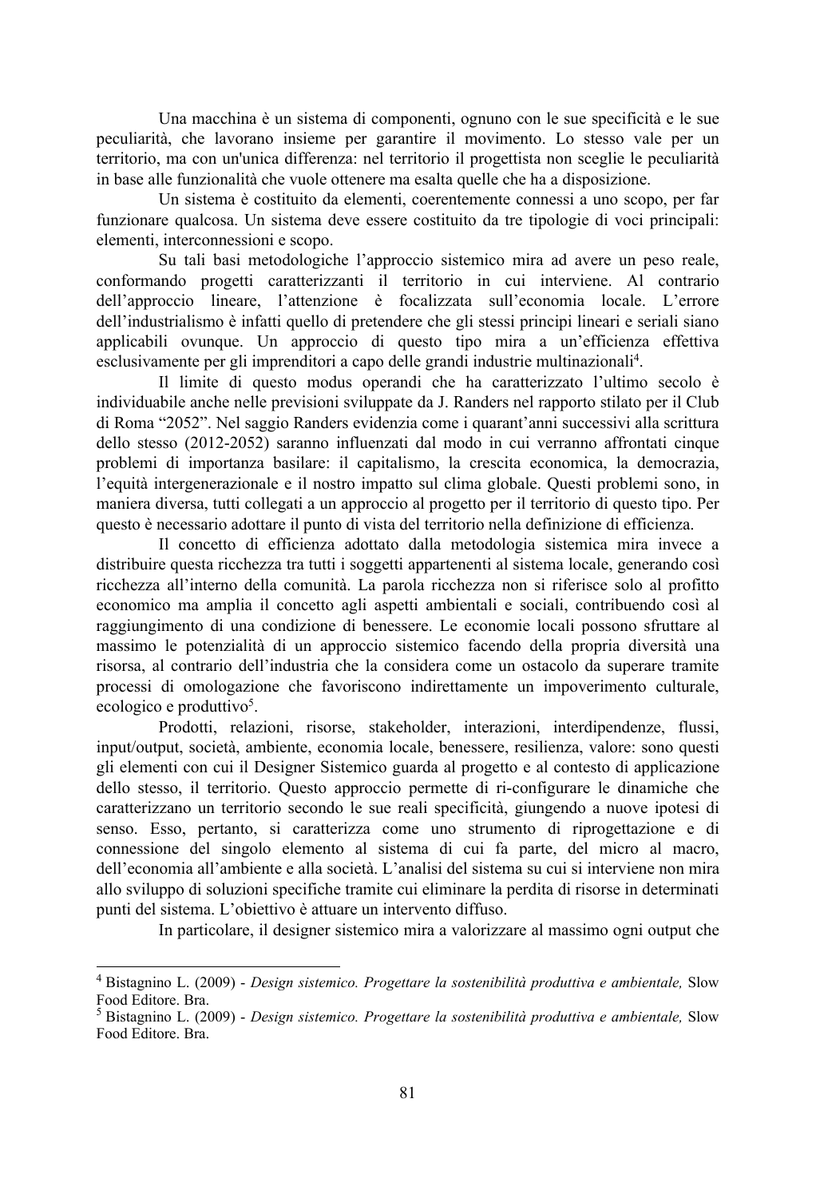Una macchina è un sistema di componenti, ognuno con le sue specificità e le sue peculiarità, che lavorano insieme per garantire il movimento. Lo stesso vale per un territorio, ma con un'unica differenza: nel territorio il progettista non sceglie le peculiarità in base alle funzionalità che vuole ottenere ma esalta quelle che ha a disposizione.

Un sistema è costituito da elementi, coerentemente connessi a uno scopo, per far funzionare qualcosa. Un sistema deve essere costituito da tre tipologie di voci principali: elementi, interconnessioni e scopo.

Su tali basi metodologiche l'approccio sistemico mira ad avere un peso reale, conformando progetti caratterizzanti il territorio in cui interviene. Al contrario dell'approccio lineare, l'attenzione è focalizzata sull'economia locale. L'errore dell'industrialismo è infatti quello di pretendere che gli stessi principi lineari e seriali siano applicabili ovunque. Un approccio di questo tipo mira a un'efficienza effettiva esclusivamente per gli imprenditori a capo delle grandi industrie multinazionali[4].

Il limite di questo modus operandi che ha caratterizzato l'ultimo secolo è individuabile anche nelle previsioni sviluppate da J. Randers nel rapporto stilato per il Club di Roma "2052". Nel saggio Randers evidenzia come i quarant'anni successivi alla scrittura dello stesso (2012-2052) saranno influenzati dal modo in cui verranno affrontati cinque problemi di importanza basilare: il capitalismo, la crescita economica, la democrazia, l'equità intergenerazionale e il nostro impatto sul clima globale. Questi problemi sono, in maniera diversa, tutti collegati a un approccio al progetto per il territorio di questo tipo. Per questo è necessario adottare il punto di vista del territorio nella definizione di efficienza.

Il concetto di efficienza adottato dalla metodologia sistemica mira invece a distribuire questa ricchezza tra tutti i soggetti appartenenti al sistema locale, generando così ricchezza all'interno della comunità. La parola ricchezza non si riferisce solo al profitto economico ma amplia il concetto agli aspetti ambientali e sociali, contribuendo così al raggiungimento di una condizione di benessere. Le economie locali possono sfruttare al massimo le potenzialità di un approccio sistemico facendo della propria diversità una risorsa, al contrario dell'industria che la considera come un ostacolo da superare tramite processi di omologazione che favoriscono indirettamente un impoverimento culturale, ecologico e produttivo[5].

Prodotti, relazioni, risorse, stakeholder, interazioni, interdipendenze, flussi, input/output, società, ambiente, economia locale, benessere, resilienza, valore: sono questi gli elementi con cui il Designer Sistemico guarda al progetto e al contesto di applicazione dello stesso, il territorio. Questo approccio permette di ri-configurare le dinamiche che caratterizzano un territorio secondo le sue reali specificità, giungendo a nuove ipotesi di senso. Esso, pertanto, si caratterizza come uno strumento di riprogettazione e di connessione del singolo elemento al sistema di cui fa parte, del micro al macro, dell'economia all'ambiente e alla società. L'analisi del sistema su cui si interviene non mira allo sviluppo di soluzioni specifiche tramite cui eliminare la perdita di risorse in determinati punti del sistema. L'obiettivo è attuare un intervento diffuso.

In particolare, il designer sistemico mira a valorizzare al massimo ogni output che

---

[4] Bistagnino L. (2009) - *Design sistemico. Progettare la sostenibilità produttiva e ambientale,* Slow Food Editore. Bra.

[5] Bistagnino L. (2009) - *Design sistemico. Progettare la sostenibilità produttiva e ambientale,* Slow Food Editore. Bra.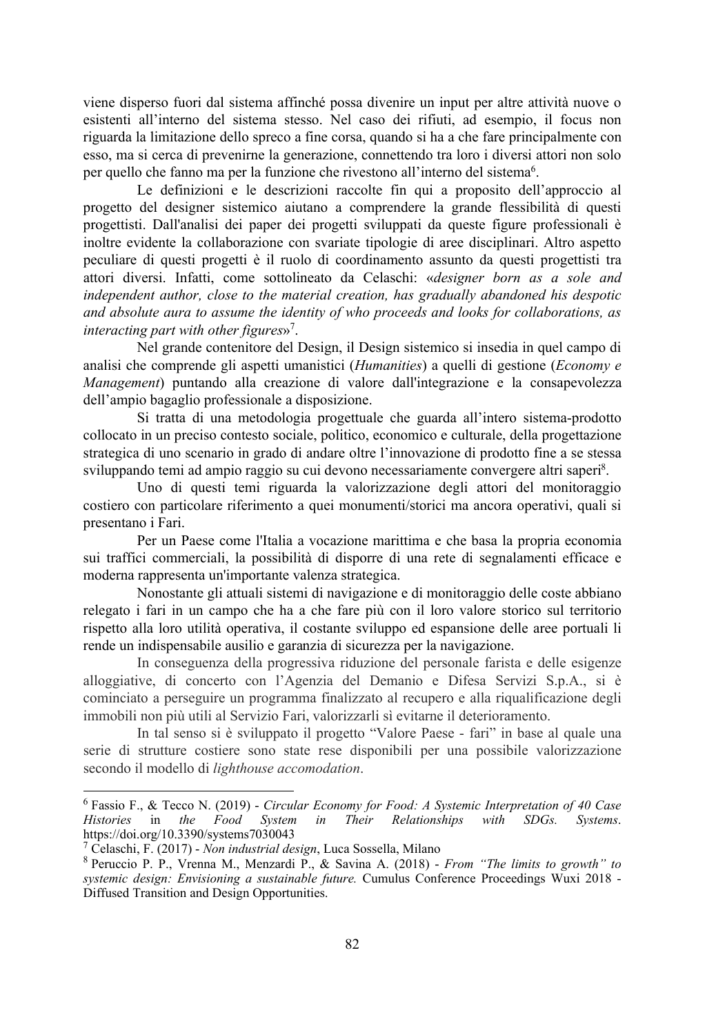viene disperso fuori dal sistema affinché possa divenire un input per altre attività nuove o esistenti all'interno del sistema stesso. Nel caso dei rifiuti, ad esempio, il focus non riguarda la limitazione dello spreco a fine corsa, quando si ha a che fare principalmente con esso, ma si cerca di prevenirne la generazione, connettendo tra loro i diversi attori non solo per quello che fanno ma per la funzione che rivestono all'interno del sistema[6].

Le definizioni e le descrizioni raccolte fin qui a proposito dell'approccio al progetto del designer sistemico aiutano a comprendere la grande flessibilità di questi progettisti. Dall'analisi dei paper dei progetti sviluppati da queste figure professionali è inoltre evidente la collaborazione con svariate tipologie di aree disciplinari. Altro aspetto peculiare di questi progetti è il ruolo di coordinamento assunto da questi progettisti tra attori diversi. Infatti, come sottolineato da Celaschi: «*designer born as a sole and independent author, close to the material creation, has gradually abandoned his despotic and absolute aura to assume the identity of who proceeds and looks for collaborations, as interacting part with other figures*»[7].

Nel grande contenitore del Design, il Design sistemico si insedia in quel campo di analisi che comprende gli aspetti umanistici (*Humanities*) a quelli di gestione (*Economy e Management*) puntando alla creazione di valore dall'integrazione e la consapevolezza dell'ampio bagaglio professionale a disposizione.

Si tratta di una metodologia progettuale che guarda all'intero sistema-prodotto collocato in un preciso contesto sociale, politico, economico e culturale, della progettazione strategica di uno scenario in grado di andare oltre l'innovazione di prodotto fine a se stessa sviluppando temi ad ampio raggio su cui devono necessariamente convergere altri saperi[8].

Uno di questi temi riguarda la valorizzazione degli attori del monitoraggio costiero con particolare riferimento a quei monumenti/storici ma ancora operativi, quali si presentano i Fari.

Per un Paese come l'Italia a vocazione marittima e che basa la propria economia sui traffici commerciali, la possibilità di disporre di una rete di segnalamenti efficace e moderna rappresenta un'importante valenza strategica.

Nonostante gli attuali sistemi di navigazione e di monitoraggio delle coste abbiano relegato i fari in un campo che ha a che fare più con il loro valore storico sul territorio rispetto alla loro utilità operativa, il costante sviluppo ed espansione delle aree portuali li rende un indispensabile ausilio e garanzia di sicurezza per la navigazione.

In conseguenza della progressiva riduzione del personale farista e delle esigenze alloggiative, di concerto con l'Agenzia del Demanio e Difesa Servizi S.p.A., si è cominciato a perseguire un programma finalizzato al recupero e alla riqualificazione degli immobili non più utili al Servizio Fari, valorizzarli sì evitarne il deterioramento.

In tal senso si è sviluppato il progetto "Valore Paese - fari" in base al quale una serie di strutture costiere sono state rese disponibili per una possibile valorizzazione secondo il modello di *lighthouse accomodation*.

---

[6] Fassio F., & Tecco N. (2019) - *Circular Economy for Food: A Systemic Interpretation of 40 Case Histories in the Food System in Their Relationships with SDGs. Systems*. https://doi.org/10.3390/systems7030043

[7] Celaschi, F. (2017) - *Non industrial design*, Luca Sossella, Milano

[8] Peruccio P. P., Vrenna M., Menzardi P., & Savina A. (2018) - *From "The limits to growth" to systemic design: Envisioning a sustainable future.* Cumulus Conference Proceedings Wuxi 2018 - Diffused Transition and Design Opportunities.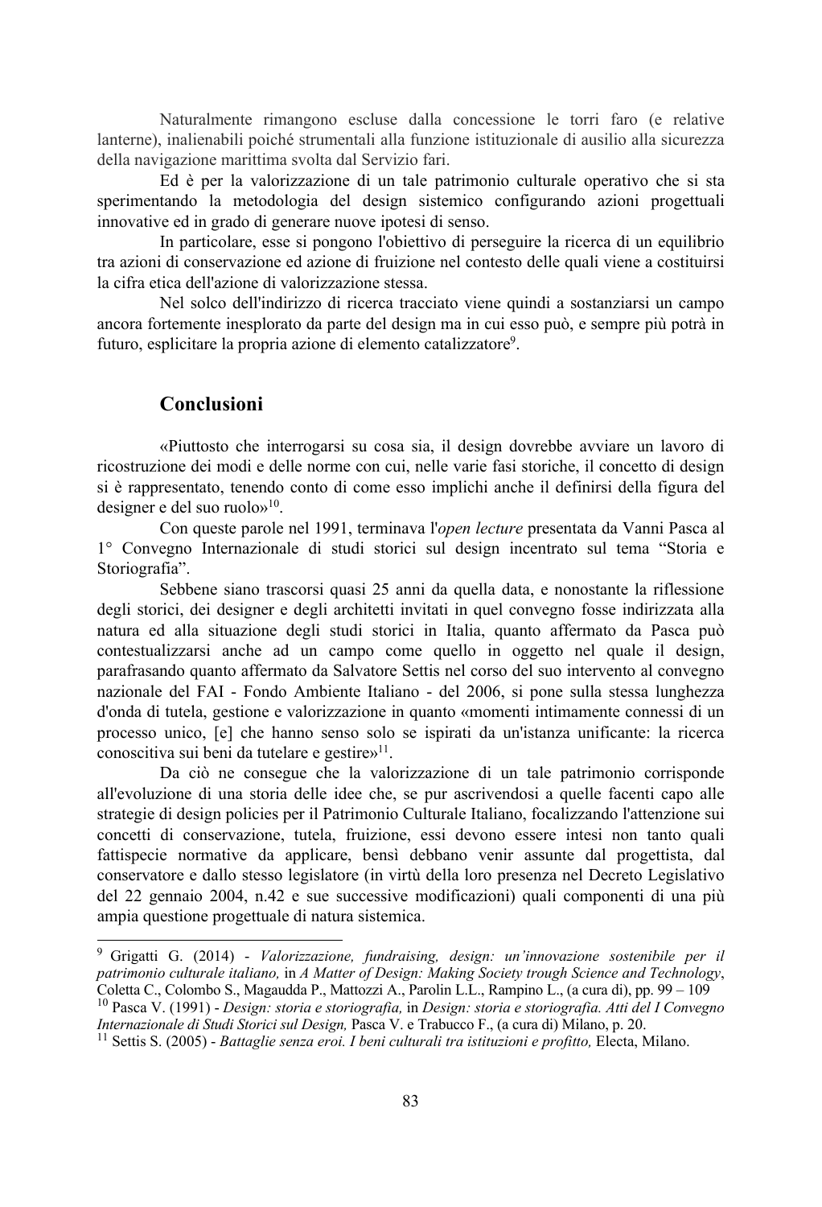Naturalmente rimangono escluse dalla concessione le torri faro (e relative lanterne), inalienabili poiché strumentali alla funzione istituzionale di ausilio alla sicurezza della navigazione marittima svolta dal Servizio fari.

Ed è per la valorizzazione di un tale patrimonio culturale operativo che si sta sperimentando la metodologia del design sistemico configurando azioni progettuali innovative ed in grado di generare nuove ipotesi di senso.

In particolare, esse si pongono l'obiettivo di perseguire la ricerca di un equilibrio tra azioni di conservazione ed azione di fruizione nel contesto delle quali viene a costituirsi la cifra etica dell'azione di valorizzazione stessa.

Nel solco dell'indirizzo di ricerca tracciato viene quindi a sostanziarsi un campo ancora fortemente inesplorato da parte del design ma in cui esso può, e sempre più potrà in futuro, esplicitare la propria azione di elemento catalizzatore[9].

## Conclusioni

«Piuttosto che interrogarsi su cosa sia, il design dovrebbe avviare un lavoro di ricostruzione dei modi e delle norme con cui, nelle varie fasi storiche, il concetto di design si è rappresentato, tenendo conto di come esso implichi anche il definirsi della figura del designer e del suo ruolo»[10].

Con queste parole nel 1991, terminava l'*open lecture* presentata da Vanni Pasca al 1° Convegno Internazionale di studi storici sul design incentrato sul tema "Storia e Storiografia".

Sebbene siano trascorsi quasi 25 anni da quella data, e nonostante la riflessione degli storici, dei designer e degli architetti invitati in quel convegno fosse indirizzata alla natura ed alla situazione degli studi storici in Italia, quanto affermato da Pasca può contestualizzarsi anche ad un campo come quello in oggetto nel quale il design, parafrasando quanto affermato da Salvatore Settis nel corso del suo intervento al convegno nazionale del FAI - Fondo Ambiente Italiano - del 2006, si pone sulla stessa lunghezza d'onda di tutela, gestione e valorizzazione in quanto «momenti intimamente connessi di un processo unico, [e] che hanno senso solo se ispirati da un'istanza unificante: la ricerca conoscitiva sui beni da tutelare e gestire»[11].

Da ciò ne consegue che la valorizzazione di un tale patrimonio corrisponde all'evoluzione di una storia delle idee che, se pur ascrivendosi a quelle facenti capo alle strategie di design policies per il Patrimonio Culturale Italiano, focalizzando l'attenzione sui concetti di conservazione, tutela, fruizione, essi devono essere intesi non tanto quali fattispecie normative da applicare, bensì debbano venir assunte dal progettista, dal conservatore e dallo stesso legislatore (in virtù della loro presenza nel Decreto Legislativo del 22 gennaio 2004, n.42 e sue successive modificazioni) quali componenti di una più ampia questione progettuale di natura sistemica.

---

[9] Grigatti G. (2014) - *Valorizzazione, fundraising, design: un'innovazione sostenibile per il patrimonio culturale italiano,* in *A Matter of Design: Making Society trough Science and Technology*, Coletta C., Colombo S., Magaudda P., Mattozzi A., Parolin L.L., Rampino L., (a cura di), pp. 99 – 109

[10] Pasca V. (1991) - *Design: storia e storiografia,* in *Design: storia e storiografia. Atti del I Convegno Internazionale di Studi Storici sul Design,* Pasca V. e Trabucco F., (a cura di) Milano, p. 20.

[11] Settis S. (2005) - *Battaglie senza eroi. I beni culturali tra istituzioni e profitto,* Electa, Milano.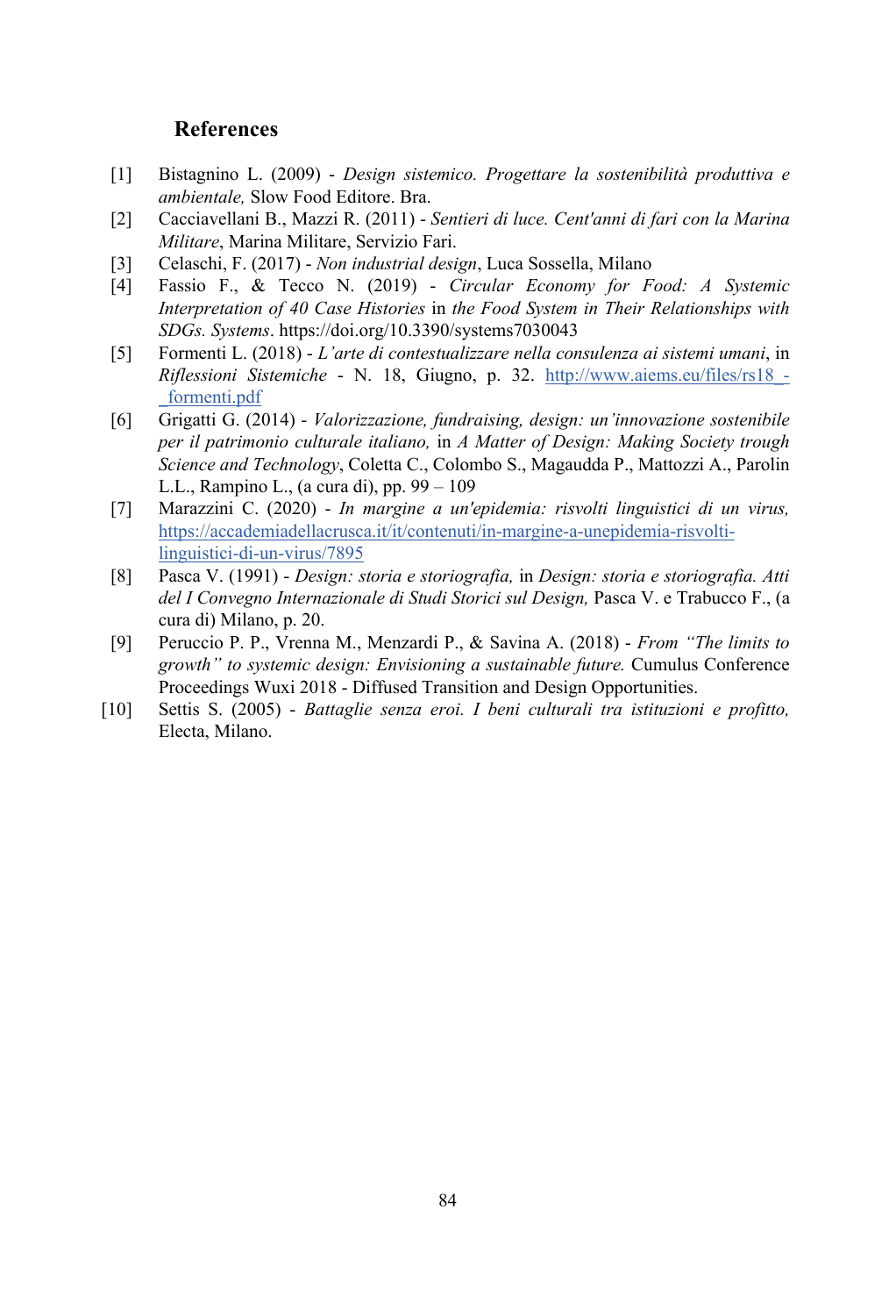## References

[1] Bistagnino L. (2009) - *Design sistemico. Progettare la sostenibilità produttiva e ambientale,* Slow Food Editore. Bra.

[2] Cacciavellani B., Mazzi R. (2011) - *Sentieri di luce. Cent'anni di fari con la Marina Militare*, Marina Militare, Servizio Fari.

[3] Celaschi, F. (2017) - *Non industrial design*, Luca Sossella, Milano

[4] Fassio F., & Tecco N. (2019) - *Circular Economy for Food: A Systemic Interpretation of 40 Case Histories* in *the Food System in Their Relationships with SDGs. Systems*. https://doi.org/10.3390/systems7030043

[5] Formenti L. (2018) - *L'arte di contestualizzare nella consulenza ai sistemi umani*, in *Riflessioni Sistemiche* - N. 18, Giugno, p. 32. http://www.aiems.eu/files/rs18_-_formenti.pdf

[6] Grigatti G. (2014) - *Valorizzazione, fundraising, design: un'innovazione sostenibile per il patrimonio culturale italiano,* in *A Matter of Design: Making Society trough Science and Technology*, Coletta C., Colombo S., Magaudda P., Mattozzi A., Parolin L.L., Rampino L., (a cura di), pp. 99 – 109

[7] Marazzini C. (2020) - *In margine a un'epidemia: risvolti linguistici di un virus,* https://accademiadellacrusca.it/it/contenuti/in-margine-a-unepidemia-risvolti-linguistici-di-un-virus/7895

[8] Pasca V. (1991) - *Design: storia e storiografia,* in *Design: storia e storiografia. Atti del I Convegno Internazionale di Studi Storici sul Design,* Pasca V. e Trabucco F., (a cura di) Milano, p. 20.

[9] Peruccio P. P., Vrenna M., Menzardi P., & Savina A. (2018) - *From "The limits to growth" to systemic design: Envisioning a sustainable future.* Cumulus Conference Proceedings Wuxi 2018 - Diffused Transition and Design Opportunities.

[10] Settis S. (2005) - *Battaglie senza eroi. I beni culturali tra istituzioni e profitto,* Electa, Milano.